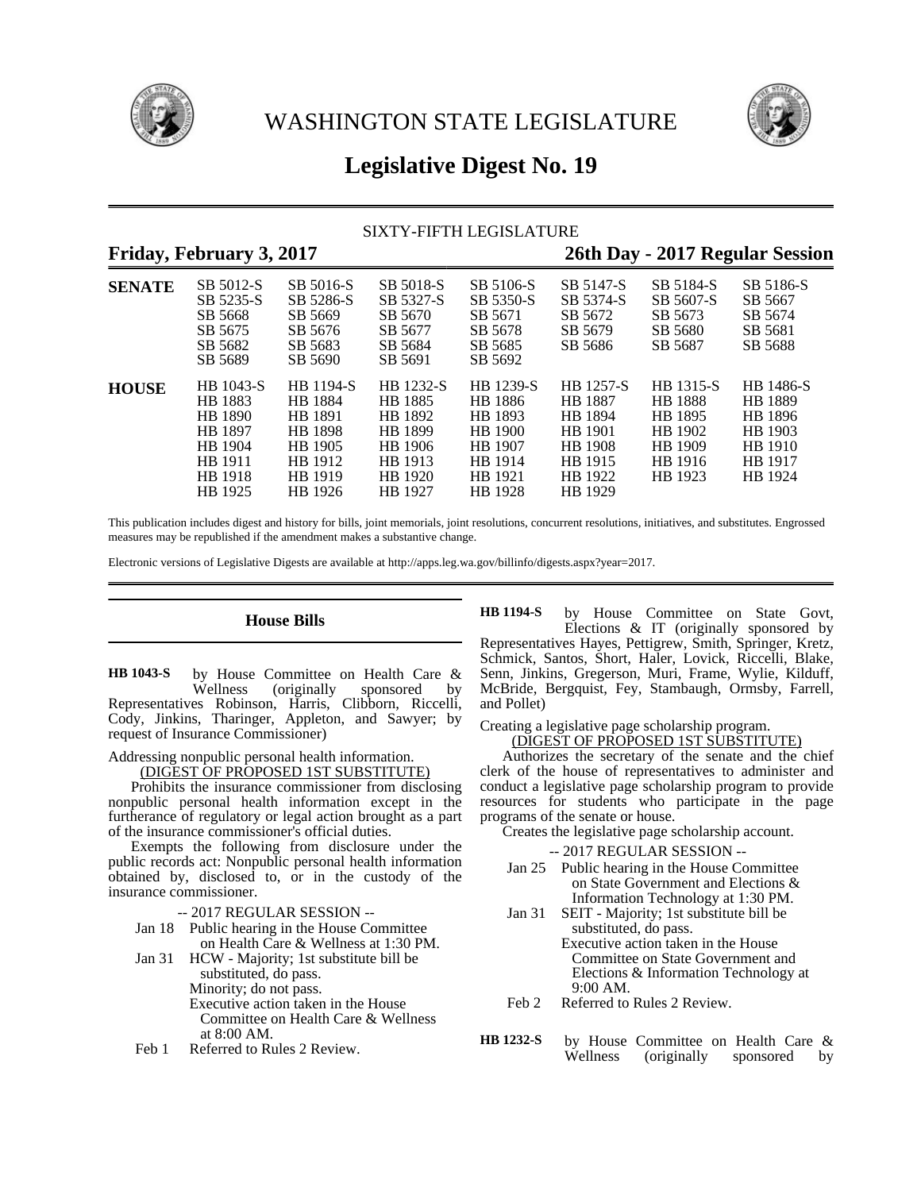# WASHINGTON STATE LEGISLATURE

## Legislative Digest No. 19

SIXTY-FIFTH LEGISLATURE

**Friday, February 3, 2017** — **26th Day - 2017 Regular Session**

| | | | | | | | |
|---|---|---|---|---|---|---|---|
| **SENATE** | SB 5012-S | SB 5016-S | SB 5018-S | SB 5106-S | SB 5147-S | SB 5184-S | SB 5186-S |
| | SB 5235-S | SB 5286-S | SB 5327-S | SB 5350-S | SB 5374-S | SB 5607-S | SB 5667 |
| | SB 5668 | SB 5669 | SB 5670 | SB 5671 | SB 5672 | SB 5673 | SB 5674 |
| | SB 5675 | SB 5676 | SB 5677 | SB 5678 | SB 5679 | SB 5680 | SB 5681 |
| | SB 5682 | SB 5683 | SB 5684 | SB 5685 | SB 5686 | SB 5687 | SB 5688 |
| | SB 5689 | SB 5690 | SB 5691 | SB 5692 | | | |
| **HOUSE** | HB 1043-S | HB 1194-S | HB 1232-S | HB 1239-S | HB 1257-S | HB 1315-S | HB 1486-S |
| | HB 1883 | HB 1884 | HB 1885 | HB 1886 | HB 1887 | HB 1888 | HB 1889 |
| | HB 1890 | HB 1891 | HB 1892 | HB 1893 | HB 1894 | HB 1895 | HB 1896 |
| | HB 1897 | HB 1898 | HB 1899 | HB 1900 | HB 1901 | HB 1902 | HB 1903 |
| | HB 1904 | HB 1905 | HB 1906 | HB 1907 | HB 1908 | HB 1909 | HB 1910 |
| | HB 1911 | HB 1912 | HB 1913 | HB 1914 | HB 1915 | HB 1916 | HB 1917 |
| | HB 1918 | HB 1919 | HB 1920 | HB 1921 | HB 1922 | HB 1923 | HB 1924 |
| | HB 1925 | HB 1926 | HB 1927 | HB 1928 | HB 1929 | | |

This publication includes digest and history for bills, joint memorials, joint resolutions, concurrent resolutions, initiatives, and substitutes. Engrossed measures may be republished if the amendment makes a substantive change.

Electronic versions of Legislative Digests are available at http://apps.leg.wa.gov/billinfo/digests.aspx?year=2017.

## House Bills

**HB 1043-S** by House Committee on Health Care & Wellness (originally sponsored by Representatives Robinson, Harris, Clibborn, Riccelli, Cody, Jinkins, Tharinger, Appleton, and Sawyer; by request of Insurance Commissioner)

Addressing nonpublic personal health information.

(DIGEST OF PROPOSED 1ST SUBSTITUTE)

Prohibits the insurance commissioner from disclosing nonpublic personal health information except in the furtherance of regulatory or legal action brought as a part of the insurance commissioner's official duties.

Exempts the following from disclosure under the public records act: Nonpublic personal health information obtained by, disclosed to, or in the custody of the insurance commissioner.

-- 2017 REGULAR SESSION --

Jan 18 Public hearing in the House Committee on Health Care & Wellness at 1:30 PM.

Jan 31 HCW - Majority; 1st substitute bill be substituted, do pass.
Minority; do not pass.
Executive action taken in the House Committee on Health Care & Wellness at 8:00 AM.

Feb 1 Referred to Rules 2 Review.

**HB 1194-S** by House Committee on State Govt, Elections & IT (originally sponsored by Representatives Hayes, Pettigrew, Smith, Springer, Kretz, Schmick, Santos, Short, Haler, Lovick, Riccelli, Blake, Senn, Jinkins, Gregerson, Muri, Frame, Wylie, Kilduff, McBride, Bergquist, Fey, Stambaugh, Ormsby, Farrell, and Pollet)

Creating a legislative page scholarship program.

(DIGEST OF PROPOSED 1ST SUBSTITUTE)

Authorizes the secretary of the senate and the chief clerk of the house of representatives to administer and conduct a legislative page scholarship program to provide resources for students who participate in the page programs of the senate or house.

Creates the legislative page scholarship account.

-- 2017 REGULAR SESSION --

Jan 25 Public hearing in the House Committee on State Government and Elections & Information Technology at 1:30 PM.

Jan 31 SEIT - Majority; 1st substitute bill be substituted, do pass.
Executive action taken in the House Committee on State Government and Elections & Information Technology at 9:00 AM.

Feb 2 Referred to Rules 2 Review.

**HB 1232-S** by House Committee on Health Care & Wellness (originally sponsored by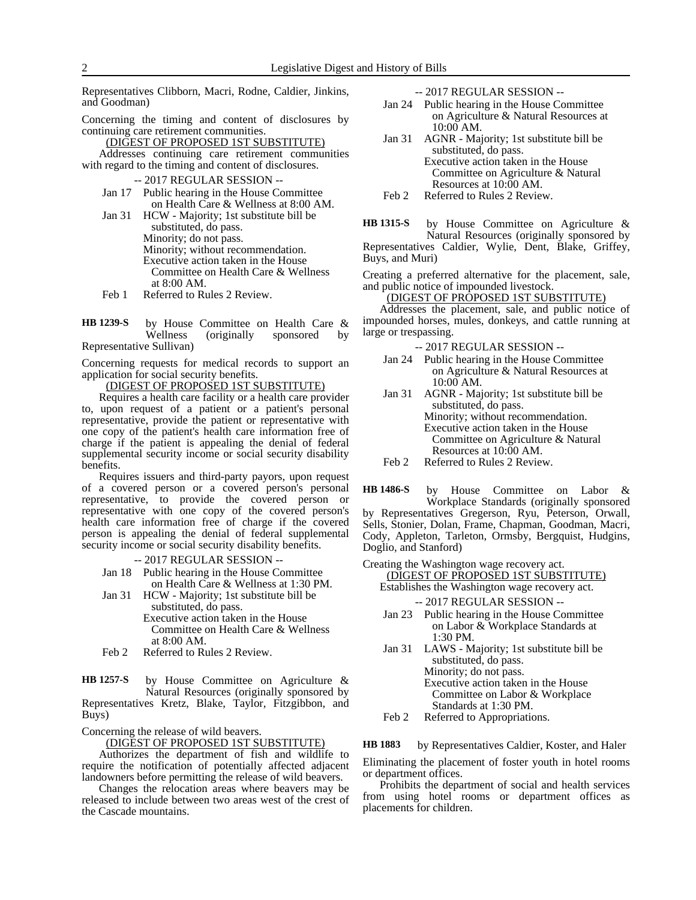Representatives Clibborn, Macri, Rodne, Caldier, Jinkins, and Goodman)

Concerning the timing and content of disclosures by continuing care retirement communities.

(DIGEST OF PROPOSED 1ST SUBSTITUTE)

Addresses continuing care retirement communities with regard to the timing and content of disclosures.

-- 2017 REGULAR SESSION --

- Jan 17 Public hearing in the House Committee on Health Care & Wellness at 8:00 AM.
- Jan 31 HCW - Majority; 1st substitute bill be substituted, do pass.
  Minority; do not pass.
  Minority; without recommendation.
  Executive action taken in the House Committee on Health Care & Wellness at 8:00 AM.
- Feb 1 Referred to Rules 2 Review.

**HB 1239-S** by House Committee on Health Care & Wellness (originally sponsored by Representative Sullivan)

Concerning requests for medical records to support an application for social security benefits.

(DIGEST OF PROPOSED 1ST SUBSTITUTE)

Requires a health care facility or a health care provider to, upon request of a patient or a patient's personal representative, provide the patient or representative with one copy of the patient's health care information free of charge if the patient is appealing the denial of federal supplemental security income or social security disability benefits.

Requires issuers and third-party payors, upon request of a covered person or a covered person's personal representative, to provide the covered person or representative with one copy of the covered person's health care information free of charge if the covered person is appealing the denial of federal supplemental security income or social security disability benefits.

-- 2017 REGULAR SESSION --

- Jan 18 Public hearing in the House Committee on Health Care & Wellness at 1:30 PM.
- Jan 31 HCW - Majority; 1st substitute bill be substituted, do pass.
  Executive action taken in the House Committee on Health Care & Wellness at 8:00 AM.
- Feb 2 Referred to Rules 2 Review.

**HB 1257-S** by House Committee on Agriculture & Natural Resources (originally sponsored by Representatives Kretz, Blake, Taylor, Fitzgibbon, and Buys)

Concerning the release of wild beavers.

(DIGEST OF PROPOSED 1ST SUBSTITUTE)

Authorizes the department of fish and wildlife to require the notification of potentially affected adjacent landowners before permitting the release of wild beavers.

Changes the relocation areas where beavers may be released to include between two areas west of the crest of the Cascade mountains.

-- 2017 REGULAR SESSION --

- Jan 24 Public hearing in the House Committee on Agriculture & Natural Resources at 10:00 AM.
- Jan 31 AGNR - Majority; 1st substitute bill be substituted, do pass.
  Executive action taken in the House Committee on Agriculture & Natural Resources at 10:00 AM.
- Feb 2 Referred to Rules 2 Review.

**HB 1315-S** by House Committee on Agriculture & Natural Resources (originally sponsored by Representatives Caldier, Wylie, Dent, Blake, Griffey, Buys, and Muri)

Creating a preferred alternative for the placement, sale, and public notice of impounded livestock.

(DIGEST OF PROPOSED 1ST SUBSTITUTE)

Addresses the placement, sale, and public notice of impounded horses, mules, donkeys, and cattle running at large or trespassing.

-- 2017 REGULAR SESSION --

- Jan 24 Public hearing in the House Committee on Agriculture & Natural Resources at 10:00 AM.
- Jan 31 AGNR - Majority; 1st substitute bill be substituted, do pass.
  Minority; without recommendation.
  Executive action taken in the House Committee on Agriculture & Natural Resources at 10:00 AM.
- Feb 2 Referred to Rules 2 Review.

**HB 1486-S** by House Committee on Labor & Workplace Standards (originally sponsored by Representatives Gregerson, Ryu, Peterson, Orwall, Sells, Stonier, Dolan, Frame, Chapman, Goodman, Macri, Cody, Appleton, Tarleton, Ormsby, Bergquist, Hudgins, Doglio, and Stanford)

Creating the Washington wage recovery act.

(DIGEST OF PROPOSED 1ST SUBSTITUTE)

Establishes the Washington wage recovery act.

-- 2017 REGULAR SESSION --

- Jan 23 Public hearing in the House Committee on Labor & Workplace Standards at 1:30 PM.
- Jan 31 LAWS - Majority; 1st substitute bill be substituted, do pass.
  Minority; do not pass.
  Executive action taken in the House Committee on Labor & Workplace Standards at 1:30 PM.
- Feb 2 Referred to Appropriations.

**HB 1883** by Representatives Caldier, Koster, and Haler

Eliminating the placement of foster youth in hotel rooms or department offices.

Prohibits the department of social and health services from using hotel rooms or department offices as placements for children.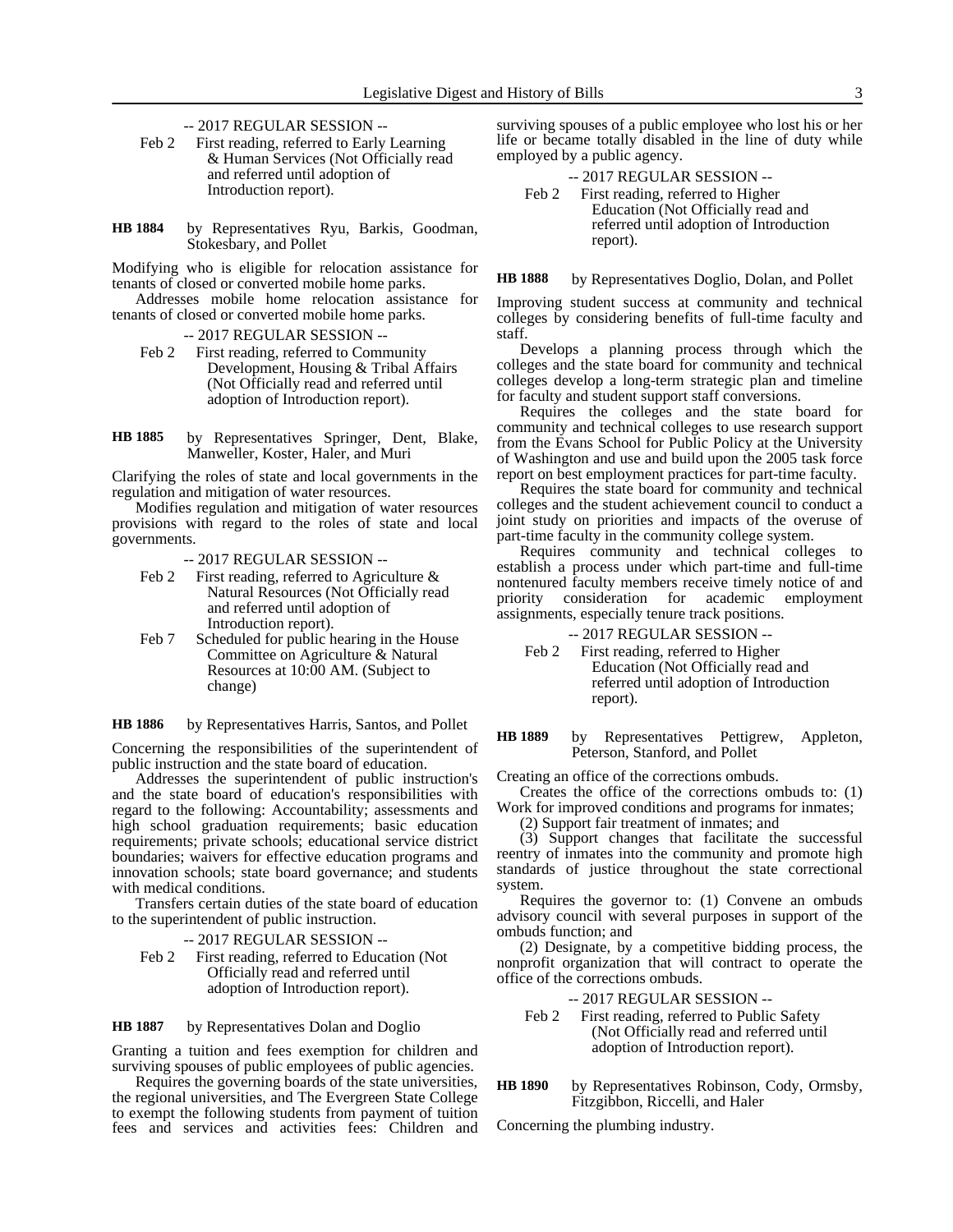-- 2017 REGULAR SESSION --

Feb 2 First reading, referred to Early Learning & Human Services (Not Officially read and referred until adoption of Introduction report).

**HB 1884** by Representatives Ryu, Barkis, Goodman, Stokesbary, and Pollet

Modifying who is eligible for relocation assistance for tenants of closed or converted mobile home parks.

Addresses mobile home relocation assistance for tenants of closed or converted mobile home parks.

-- 2017 REGULAR SESSION --

Feb 2 First reading, referred to Community Development, Housing & Tribal Affairs (Not Officially read and referred until adoption of Introduction report).

**HB 1885** by Representatives Springer, Dent, Blake, Manweller, Koster, Haler, and Muri

Clarifying the roles of state and local governments in the regulation and mitigation of water resources.

Modifies regulation and mitigation of water resources provisions with regard to the roles of state and local governments.

-- 2017 REGULAR SESSION --

Feb 2 First reading, referred to Agriculture & Natural Resources (Not Officially read and referred until adoption of Introduction report).

Feb 7 Scheduled for public hearing in the House Committee on Agriculture & Natural Resources at 10:00 AM. (Subject to change)

**HB 1886** by Representatives Harris, Santos, and Pollet

Concerning the responsibilities of the superintendent of public instruction and the state board of education.

Addresses the superintendent of public instruction's and the state board of education's responsibilities with regard to the following: Accountability; assessments and high school graduation requirements; basic education requirements; private schools; educational service district boundaries; waivers for effective education programs and innovation schools; state board governance; and students with medical conditions.

Transfers certain duties of the state board of education to the superintendent of public instruction.

-- 2017 REGULAR SESSION --

Feb 2 First reading, referred to Education (Not Officially read and referred until adoption of Introduction report).

**HB 1887** by Representatives Dolan and Doglio

Granting a tuition and fees exemption for children and surviving spouses of public employees of public agencies.

Requires the governing boards of the state universities, the regional universities, and The Evergreen State College to exempt the following students from payment of tuition fees and services and activities fees: Children and surviving spouses of a public employee who lost his or her life or became totally disabled in the line of duty while employed by a public agency.

-- 2017 REGULAR SESSION --

Feb 2 First reading, referred to Higher Education (Not Officially read and referred until adoption of Introduction report).

**HB 1888** by Representatives Doglio, Dolan, and Pollet

Improving student success at community and technical colleges by considering benefits of full-time faculty and staff.

Develops a planning process through which the colleges and the state board for community and technical colleges develop a long-term strategic plan and timeline for faculty and student support staff conversions.

Requires the colleges and the state board for community and technical colleges to use research support from the Evans School for Public Policy at the University of Washington and use and build upon the 2005 task force report on best employment practices for part-time faculty.

Requires the state board for community and technical colleges and the student achievement council to conduct a joint study on priorities and impacts of the overuse of part-time faculty in the community college system.

Requires community and technical colleges to establish a process under which part-time and full-time nontenured faculty members receive timely notice of and priority consideration for academic employment assignments, especially tenure track positions.

-- 2017 REGULAR SESSION --

Feb 2 First reading, referred to Higher Education (Not Officially read and referred until adoption of Introduction report).

**HB 1889** by Representatives Pettigrew, Appleton, Peterson, Stanford, and Pollet

Creating an office of the corrections ombuds.

Creates the office of the corrections ombuds to: (1) Work for improved conditions and programs for inmates;

(2) Support fair treatment of inmates; and

(3) Support changes that facilitate the successful reentry of inmates into the community and promote high standards of justice throughout the state correctional system.

Requires the governor to: (1) Convene an ombuds advisory council with several purposes in support of the ombuds function; and

(2) Designate, by a competitive bidding process, the nonprofit organization that will contract to operate the office of the corrections ombuds.

-- 2017 REGULAR SESSION --

Feb 2 First reading, referred to Public Safety (Not Officially read and referred until adoption of Introduction report).

**HB 1890** by Representatives Robinson, Cody, Ormsby, Fitzgibbon, Riccelli, and Haler

Concerning the plumbing industry.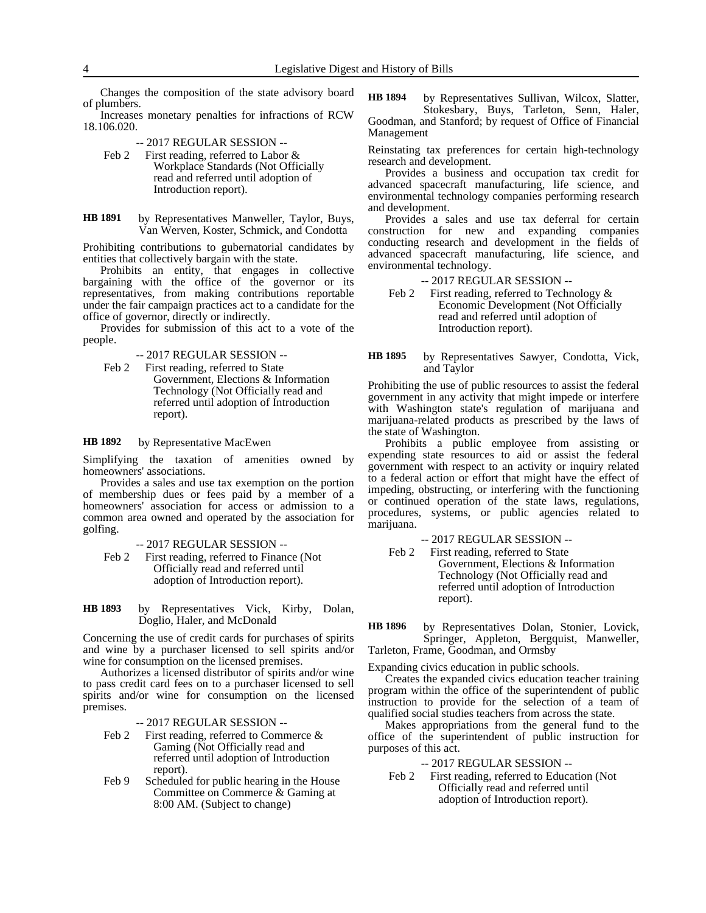Changes the composition of the state advisory board of plumbers.

Increases monetary penalties for infractions of RCW 18.106.020.

-- 2017 REGULAR SESSION --

Feb 2 First reading, referred to Labor & Workplace Standards (Not Officially read and referred until adoption of Introduction report).

**HB 1891** by Representatives Manweller, Taylor, Buys, Van Werven, Koster, Schmick, and Condotta

Prohibiting contributions to gubernatorial candidates by entities that collectively bargain with the state.

Prohibits an entity, that engages in collective bargaining with the office of the governor or its representatives, from making contributions reportable under the fair campaign practices act to a candidate for the office of governor, directly or indirectly.

Provides for submission of this act to a vote of the people.

-- 2017 REGULAR SESSION --

Feb 2 First reading, referred to State Government, Elections & Information Technology (Not Officially read and referred until adoption of Introduction report).

**HB 1892** by Representative MacEwen

Simplifying the taxation of amenities owned by homeowners' associations.

Provides a sales and use tax exemption on the portion of membership dues or fees paid by a member of a homeowners' association for access or admission to a common area owned and operated by the association for golfing.

-- 2017 REGULAR SESSION --

Feb 2 First reading, referred to Finance (Not Officially read and referred until adoption of Introduction report).

**HB 1893** by Representatives Vick, Kirby, Dolan, Doglio, Haler, and McDonald

Concerning the use of credit cards for purchases of spirits and wine by a purchaser licensed to sell spirits and/or wine for consumption on the licensed premises.

Authorizes a licensed distributor of spirits and/or wine to pass credit card fees on to a purchaser licensed to sell spirits and/or wine for consumption on the licensed premises.

-- 2017 REGULAR SESSION --

Feb 2 First reading, referred to Commerce & Gaming (Not Officially read and referred until adoption of Introduction report).

Feb 9 Scheduled for public hearing in the House Committee on Commerce & Gaming at 8:00 AM. (Subject to change)

**HB 1894** by Representatives Sullivan, Wilcox, Slatter, Stokesbary, Buys, Tarleton, Senn, Haler, Goodman, and Stanford; by request of Office of Financial Management

Reinstating tax preferences for certain high-technology research and development.

Provides a business and occupation tax credit for advanced spacecraft manufacturing, life science, and environmental technology companies performing research and development.

Provides a sales and use tax deferral for certain construction for new and expanding companies conducting research and development in the fields of advanced spacecraft manufacturing, life science, and environmental technology.

-- 2017 REGULAR SESSION --

Feb 2 First reading, referred to Technology & Economic Development (Not Officially read and referred until adoption of Introduction report).

**HB 1895** by Representatives Sawyer, Condotta, Vick, and Taylor

Prohibiting the use of public resources to assist the federal government in any activity that might impede or interfere with Washington state's regulation of marijuana and marijuana-related products as prescribed by the laws of the state of Washington.

Prohibits a public employee from assisting or expending state resources to aid or assist the federal government with respect to an activity or inquiry related to a federal action or effort that might have the effect of impeding, obstructing, or interfering with the functioning or continued operation of the state laws, regulations, procedures, systems, or public agencies related to marijuana.

-- 2017 REGULAR SESSION --

Feb 2 First reading, referred to State Government, Elections & Information Technology (Not Officially read and referred until adoption of Introduction report).

**HB 1896** by Representatives Dolan, Stonier, Lovick, Springer, Appleton, Bergquist, Manweller, Tarleton, Frame, Goodman, and Ormsby

Expanding civics education in public schools.

Creates the expanded civics education teacher training program within the office of the superintendent of public instruction to provide for the selection of a team of qualified social studies teachers from across the state.

Makes appropriations from the general fund to the office of the superintendent of public instruction for purposes of this act.

-- 2017 REGULAR SESSION --

Feb 2 First reading, referred to Education (Not Officially read and referred until adoption of Introduction report).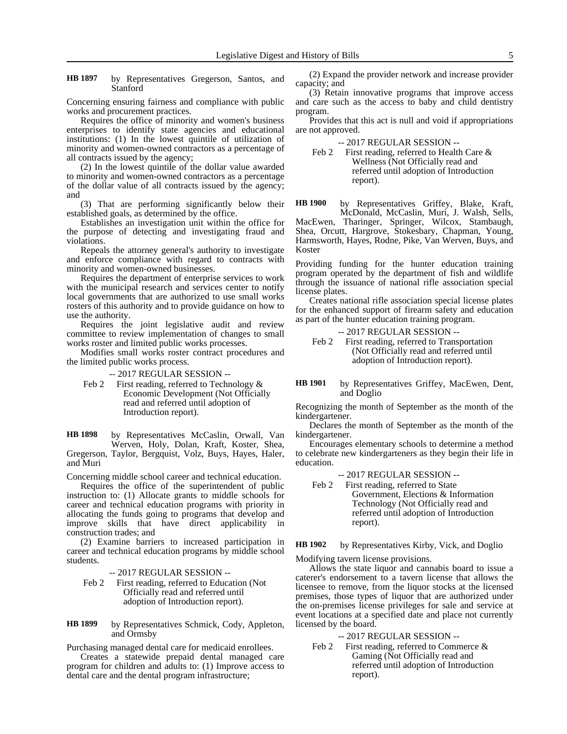**HB 1897** by Representatives Gregerson, Santos, and Stanford

Concerning ensuring fairness and compliance with public works and procurement practices.

Requires the office of minority and women's business enterprises to identify state agencies and educational institutions: (1) In the lowest quintile of utilization of minority and women-owned contractors as a percentage of all contracts issued by the agency;

(2) In the lowest quintile of the dollar value awarded to minority and women-owned contractors as a percentage of the dollar value of all contracts issued by the agency; and

(3) That are performing significantly below their established goals, as determined by the office.

Establishes an investigation unit within the office for the purpose of detecting and investigating fraud and violations.

Repeals the attorney general's authority to investigate and enforce compliance with regard to contracts with minority and women-owned businesses.

Requires the department of enterprise services to work with the municipal research and services center to notify local governments that are authorized to use small works rosters of this authority and to provide guidance on how to use the authority.

Requires the joint legislative audit and review committee to review implementation of changes to small works roster and limited public works processes.

Modifies small works roster contract procedures and the limited public works process.

-- 2017 REGULAR SESSION --

Feb 2 First reading, referred to Technology & Economic Development (Not Officially read and referred until adoption of Introduction report).

**HB 1898** by Representatives McCaslin, Orwall, Van Werven, Holy, Dolan, Kraft, Koster, Shea, Gregerson, Taylor, Bergquist, Volz, Buys, Hayes, Haler, and Muri

Concerning middle school career and technical education.

Requires the office of the superintendent of public instruction to: (1) Allocate grants to middle schools for career and technical education programs with priority in allocating the funds going to programs that develop and improve skills that have direct applicability in construction trades; and

(2) Examine barriers to increased participation in career and technical education programs by middle school students.

-- 2017 REGULAR SESSION --

Feb 2 First reading, referred to Education (Not Officially read and referred until adoption of Introduction report).

**HB 1899** by Representatives Schmick, Cody, Appleton, and Ormsby

Purchasing managed dental care for medicaid enrollees.

Creates a statewide prepaid dental managed care program for children and adults to: (1) Improve access to dental care and the dental program infrastructure;

(2) Expand the provider network and increase provider capacity; and

(3) Retain innovative programs that improve access and care such as the access to baby and child dentistry program.

Provides that this act is null and void if appropriations are not approved.

-- 2017 REGULAR SESSION --

Feb 2 First reading, referred to Health Care & Wellness (Not Officially read and referred until adoption of Introduction report).

**HB 1900** by Representatives Griffey, Blake, Kraft, McDonald, McCaslin, Muri, J. Walsh, Sells, MacEwen, Tharinger, Springer, Wilcox, Stambaugh, Shea, Orcutt, Hargrove, Stokesbary, Chapman, Young, Harmsworth, Hayes, Rodne, Pike, Van Werven, Buys, and Koster

Providing funding for the hunter education training program operated by the department of fish and wildlife through the issuance of national rifle association special license plates.

Creates national rifle association special license plates for the enhanced support of firearm safety and education as part of the hunter education training program.

-- 2017 REGULAR SESSION --

Feb 2 First reading, referred to Transportation (Not Officially read and referred until adoption of Introduction report).

**HB 1901** by Representatives Griffey, MacEwen, Dent, and Doglio

Recognizing the month of September as the month of the kindergartener.

Declares the month of September as the month of the kindergartener.

Encourages elementary schools to determine a method to celebrate new kindergarteners as they begin their life in education.

-- 2017 REGULAR SESSION --

Feb 2 First reading, referred to State Government, Elections & Information Technology (Not Officially read and referred until adoption of Introduction report).

**HB 1902** by Representatives Kirby, Vick, and Doglio

Modifying tavern license provisions.

Allows the state liquor and cannabis board to issue a caterer's endorsement to a tavern license that allows the licensee to remove, from the liquor stocks at the licensed premises, those types of liquor that are authorized under the on-premises license privileges for sale and service at event locations at a specified date and place not currently licensed by the board.

-- 2017 REGULAR SESSION --

Feb 2 First reading, referred to Commerce & Gaming (Not Officially read and referred until adoption of Introduction report).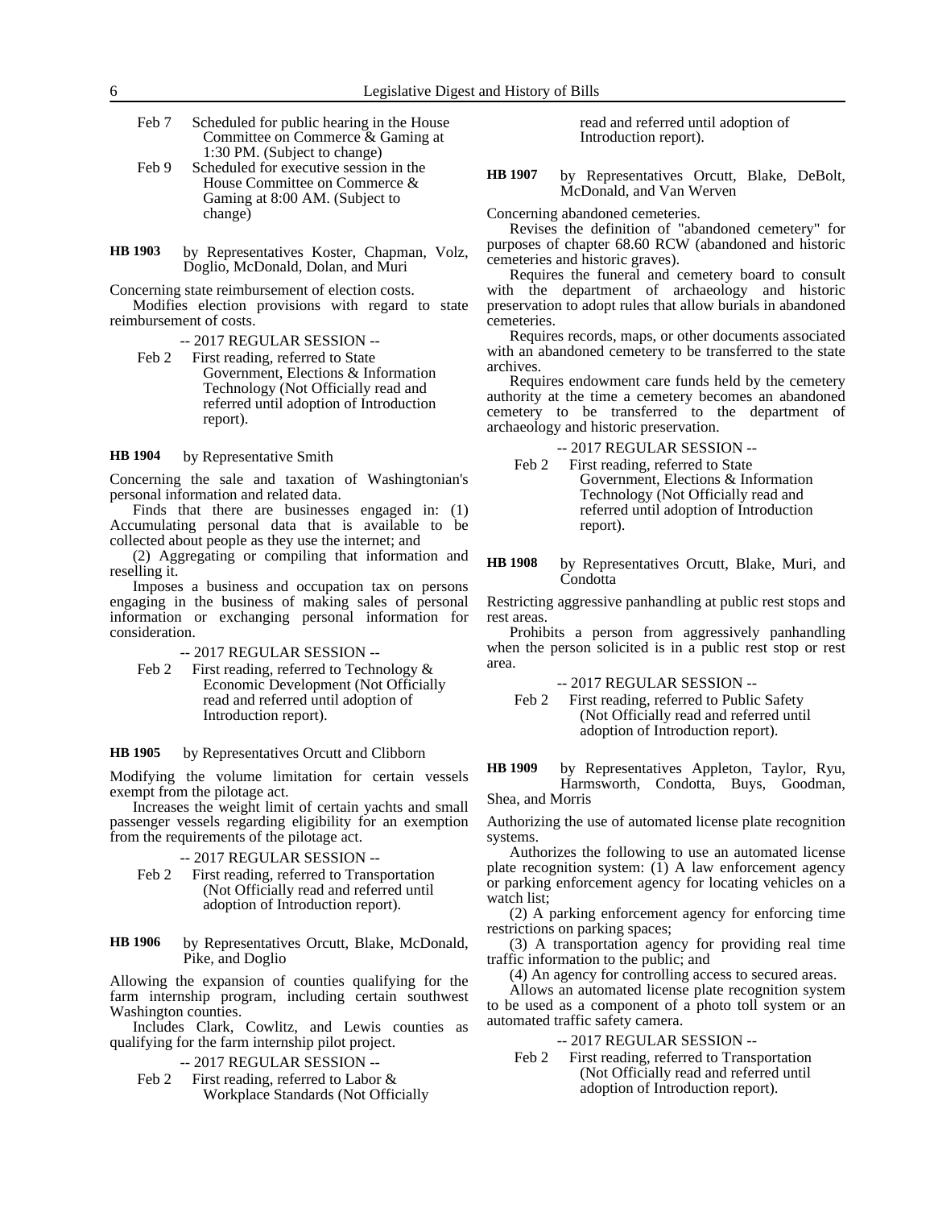Feb 7 Scheduled for public hearing in the House Committee on Commerce & Gaming at 1:30 PM. (Subject to change)

Feb 9 Scheduled for executive session in the House Committee on Commerce & Gaming at 8:00 AM. (Subject to change)

**HB 1903** by Representatives Koster, Chapman, Volz, Doglio, McDonald, Dolan, and Muri

Concerning state reimbursement of election costs.

Modifies election provisions with regard to state reimbursement of costs.

-- 2017 REGULAR SESSION --

Feb 2 First reading, referred to State Government, Elections & Information Technology (Not Officially read and referred until adoption of Introduction report).

**HB 1904** by Representative Smith

Concerning the sale and taxation of Washingtonian's personal information and related data.

Finds that there are businesses engaged in: (1) Accumulating personal data that is available to be collected about people as they use the internet; and

(2) Aggregating or compiling that information and reselling it.

Imposes a business and occupation tax on persons engaging in the business of making sales of personal information or exchanging personal information for consideration.

-- 2017 REGULAR SESSION --

Feb 2 First reading, referred to Technology & Economic Development (Not Officially read and referred until adoption of Introduction report).

**HB 1905** by Representatives Orcutt and Clibborn

Modifying the volume limitation for certain vessels exempt from the pilotage act.

Increases the weight limit of certain yachts and small passenger vessels regarding eligibility for an exemption from the requirements of the pilotage act.

-- 2017 REGULAR SESSION --

Feb 2 First reading, referred to Transportation (Not Officially read and referred until adoption of Introduction report).

**HB 1906** by Representatives Orcutt, Blake, McDonald, Pike, and Doglio

Allowing the expansion of counties qualifying for the farm internship program, including certain southwest Washington counties.

Includes Clark, Cowlitz, and Lewis counties as qualifying for the farm internship pilot project.

-- 2017 REGULAR SESSION --

Feb 2 First reading, referred to Labor & Workplace Standards (Not Officially read and referred until adoption of Introduction report).

**HB 1907** by Representatives Orcutt, Blake, DeBolt, McDonald, and Van Werven

Concerning abandoned cemeteries.

Revises the definition of "abandoned cemetery" for purposes of chapter 68.60 RCW (abandoned and historic cemeteries and historic graves).

Requires the funeral and cemetery board to consult with the department of archaeology and historic preservation to adopt rules that allow burials in abandoned cemeteries.

Requires records, maps, or other documents associated with an abandoned cemetery to be transferred to the state archives.

Requires endowment care funds held by the cemetery authority at the time a cemetery becomes an abandoned cemetery to be transferred to the department of archaeology and historic preservation.

-- 2017 REGULAR SESSION --

Feb 2 First reading, referred to State Government, Elections & Information Technology (Not Officially read and referred until adoption of Introduction report).

**HB 1908** by Representatives Orcutt, Blake, Muri, and Condotta

Restricting aggressive panhandling at public rest stops and rest areas.

Prohibits a person from aggressively panhandling when the person solicited is in a public rest stop or rest area.

-- 2017 REGULAR SESSION --

Feb 2 First reading, referred to Public Safety (Not Officially read and referred until adoption of Introduction report).

**HB 1909** by Representatives Appleton, Taylor, Ryu, Harmsworth, Condotta, Buys, Goodman, Shea, and Morris

Authorizing the use of automated license plate recognition systems.

Authorizes the following to use an automated license plate recognition system: (1) A law enforcement agency or parking enforcement agency for locating vehicles on a watch list;

(2) A parking enforcement agency for enforcing time restrictions on parking spaces;

(3) A transportation agency for providing real time traffic information to the public; and

(4) An agency for controlling access to secured areas.

Allows an automated license plate recognition system to be used as a component of a photo toll system or an automated traffic safety camera.

-- 2017 REGULAR SESSION --

Feb 2 First reading, referred to Transportation (Not Officially read and referred until adoption of Introduction report).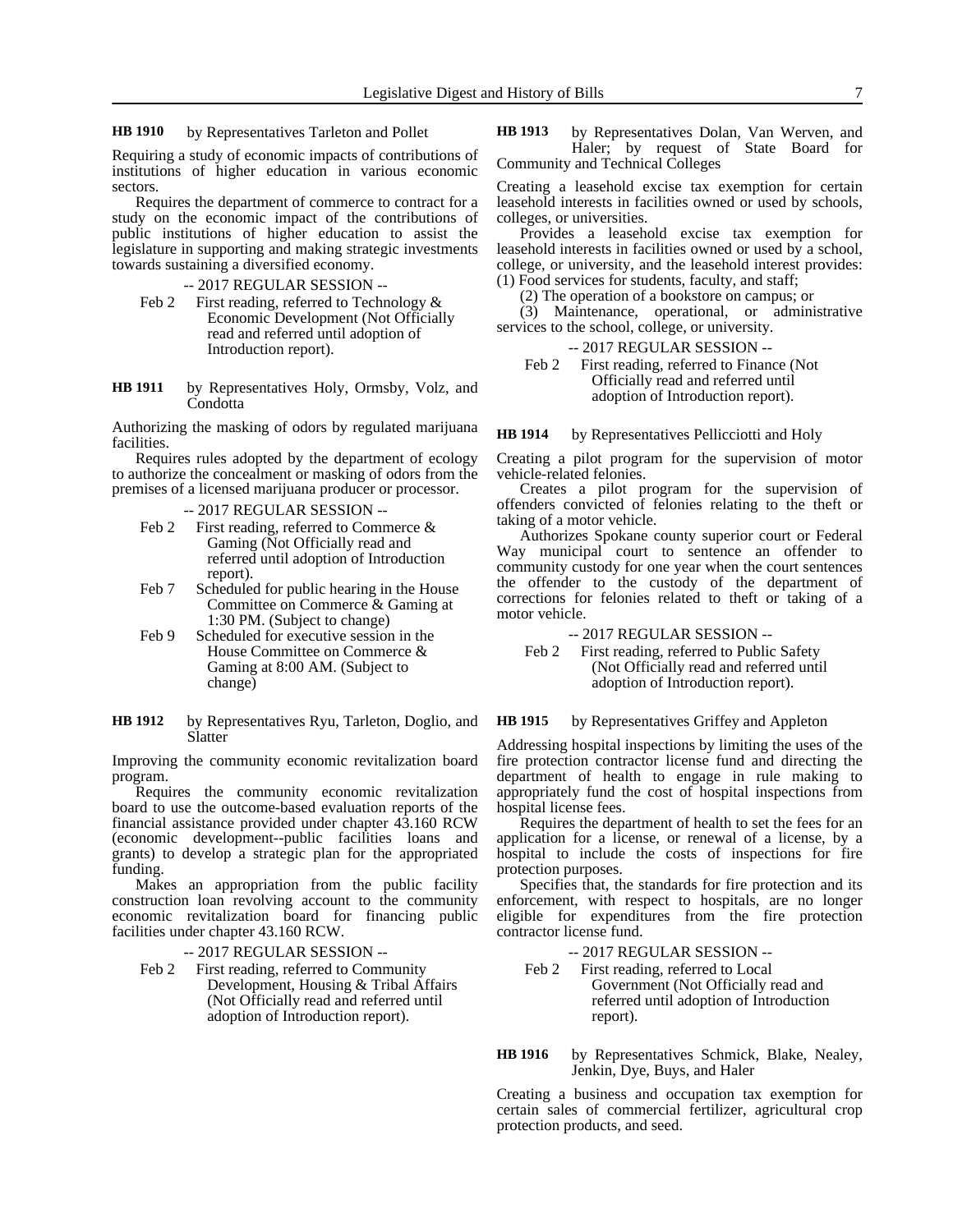**HB 1910** by Representatives Tarleton and Pollet

Requiring a study of economic impacts of contributions of institutions of higher education in various economic sectors.

Requires the department of commerce to contract for a study on the economic impact of the contributions of public institutions of higher education to assist the legislature in supporting and making strategic investments towards sustaining a diversified economy.

-- 2017 REGULAR SESSION --

Feb 2 First reading, referred to Technology & Economic Development (Not Officially read and referred until adoption of Introduction report).

**HB 1911** by Representatives Holy, Ormsby, Volz, and Condotta

Authorizing the masking of odors by regulated marijuana facilities.

Requires rules adopted by the department of ecology to authorize the concealment or masking of odors from the premises of a licensed marijuana producer or processor.

-- 2017 REGULAR SESSION --

Feb 2 First reading, referred to Commerce & Gaming (Not Officially read and referred until adoption of Introduction report).

Feb 7 Scheduled for public hearing in the House Committee on Commerce & Gaming at 1:30 PM. (Subject to change)

Feb 9 Scheduled for executive session in the House Committee on Commerce & Gaming at 8:00 AM. (Subject to change)

**HB 1912** by Representatives Ryu, Tarleton, Doglio, and Slatter

Improving the community economic revitalization board program.

Requires the community economic revitalization board to use the outcome-based evaluation reports of the financial assistance provided under chapter 43.160 RCW (economic development--public facilities loans and grants) to develop a strategic plan for the appropriated funding.

Makes an appropriation from the public facility construction loan revolving account to the community economic revitalization board for financing public facilities under chapter 43.160 RCW.

-- 2017 REGULAR SESSION --

Feb 2 First reading, referred to Community Development, Housing & Tribal Affairs (Not Officially read and referred until adoption of Introduction report).

**HB 1913** by Representatives Dolan, Van Werven, and Haler; by request of State Board for Community and Technical Colleges

Creating a leasehold excise tax exemption for certain leasehold interests in facilities owned or used by schools, colleges, or universities.

Provides a leasehold excise tax exemption for leasehold interests in facilities owned or used by a school, college, or university, and the leasehold interest provides: (1) Food services for students, faculty, and staff;

(2) The operation of a bookstore on campus; or

(3) Maintenance, operational, or administrative services to the school, college, or university.

-- 2017 REGULAR SESSION --

Feb 2 First reading, referred to Finance (Not Officially read and referred until adoption of Introduction report).

**HB 1914** by Representatives Pellicciotti and Holy

Creating a pilot program for the supervision of motor vehicle-related felonies.

Creates a pilot program for the supervision of offenders convicted of felonies relating to the theft or taking of a motor vehicle.

Authorizes Spokane county superior court or Federal Way municipal court to sentence an offender to community custody for one year when the court sentences the offender to the custody of the department of corrections for felonies related to theft or taking of a motor vehicle.

-- 2017 REGULAR SESSION --

Feb 2 First reading, referred to Public Safety (Not Officially read and referred until adoption of Introduction report).

**HB 1915** by Representatives Griffey and Appleton

Addressing hospital inspections by limiting the uses of the fire protection contractor license fund and directing the department of health to engage in rule making to appropriately fund the cost of hospital inspections from hospital license fees.

Requires the department of health to set the fees for an application for a license, or renewal of a license, by a hospital to include the costs of inspections for fire protection purposes.

Specifies that, the standards for fire protection and its enforcement, with respect to hospitals, are no longer eligible for expenditures from the fire protection contractor license fund.

-- 2017 REGULAR SESSION --

Feb 2 First reading, referred to Local Government (Not Officially read and referred until adoption of Introduction report).

**HB 1916** by Representatives Schmick, Blake, Nealey, Jenkin, Dye, Buys, and Haler

Creating a business and occupation tax exemption for certain sales of commercial fertilizer, agricultural crop protection products, and seed.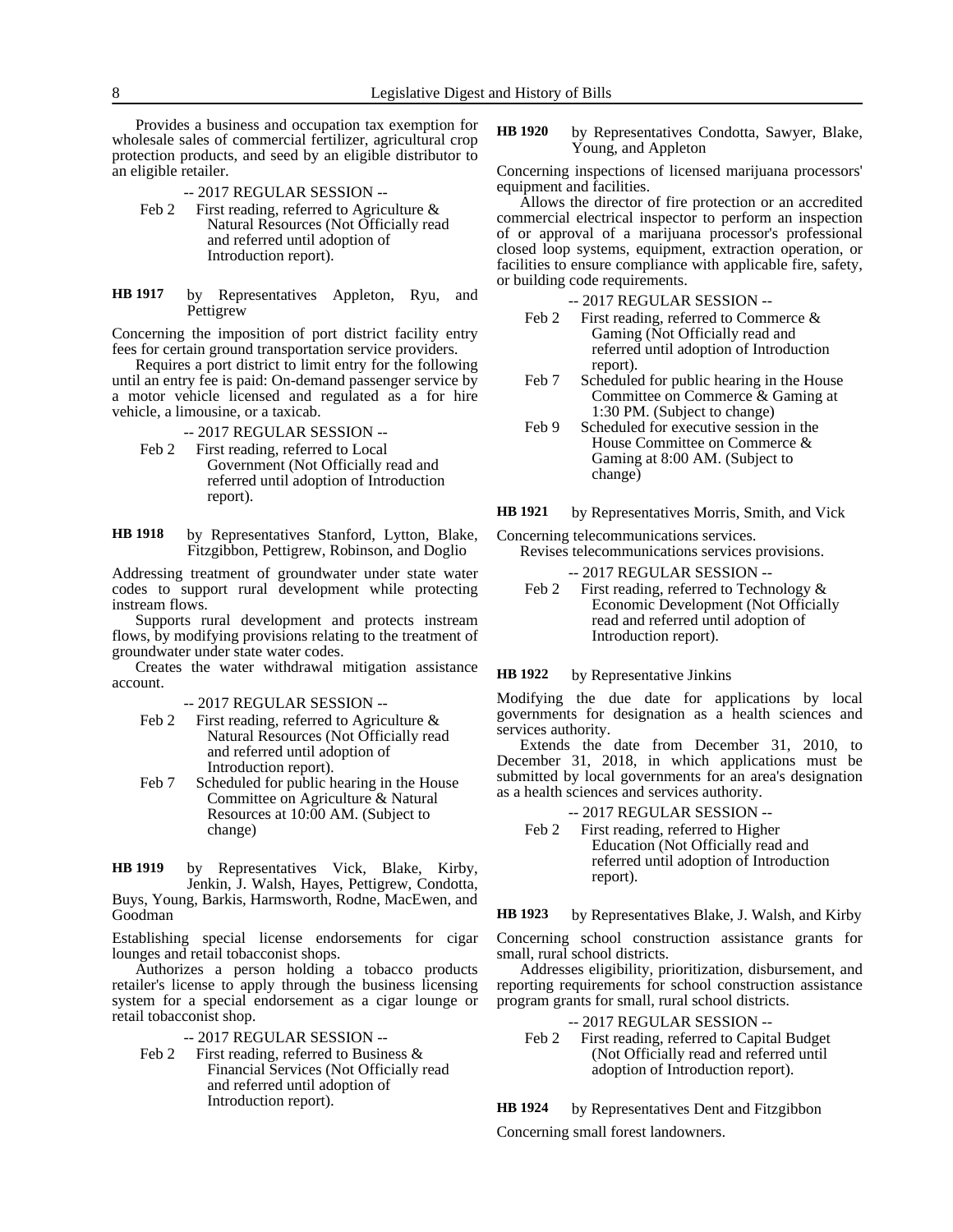Provides a business and occupation tax exemption for wholesale sales of commercial fertilizer, agricultural crop protection products, and seed by an eligible distributor to an eligible retailer.

-- 2017 REGULAR SESSION --

Feb 2 First reading, referred to Agriculture & Natural Resources (Not Officially read and referred until adoption of Introduction report).

**HB 1917** by Representatives Appleton, Ryu, and Pettigrew

Concerning the imposition of port district facility entry fees for certain ground transportation service providers.

Requires a port district to limit entry for the following until an entry fee is paid: On-demand passenger service by a motor vehicle licensed and regulated as a for hire vehicle, a limousine, or a taxicab.

-- 2017 REGULAR SESSION --

Feb 2 First reading, referred to Local Government (Not Officially read and referred until adoption of Introduction report).

**HB 1918** by Representatives Stanford, Lytton, Blake, Fitzgibbon, Pettigrew, Robinson, and Doglio

Addressing treatment of groundwater under state water codes to support rural development while protecting instream flows.

Supports rural development and protects instream flows, by modifying provisions relating to the treatment of groundwater under state water codes.

Creates the water withdrawal mitigation assistance account.

-- 2017 REGULAR SESSION --

Feb 2 First reading, referred to Agriculture & Natural Resources (Not Officially read and referred until adoption of Introduction report).

Feb 7 Scheduled for public hearing in the House Committee on Agriculture & Natural Resources at 10:00 AM. (Subject to change)

**HB 1919** by Representatives Vick, Blake, Kirby, Jenkin, J. Walsh, Hayes, Pettigrew, Condotta, Buys, Young, Barkis, Harmsworth, Rodne, MacEwen, and Goodman

Establishing special license endorsements for cigar lounges and retail tobacconist shops.

Authorizes a person holding a tobacco products retailer's license to apply through the business licensing system for a special endorsement as a cigar lounge or retail tobacconist shop.

-- 2017 REGULAR SESSION --

Feb 2 First reading, referred to Business & Financial Services (Not Officially read and referred until adoption of Introduction report).

**HB 1920** by Representatives Condotta, Sawyer, Blake, Young, and Appleton

Concerning inspections of licensed marijuana processors' equipment and facilities.

Allows the director of fire protection or an accredited commercial electrical inspector to perform an inspection of or approval of a marijuana processor's professional closed loop systems, equipment, extraction operation, or facilities to ensure compliance with applicable fire, safety, or building code requirements.

-- 2017 REGULAR SESSION --

Feb 2 First reading, referred to Commerce & Gaming (Not Officially read and referred until adoption of Introduction report).

Feb 7 Scheduled for public hearing in the House Committee on Commerce & Gaming at 1:30 PM. (Subject to change)

Feb 9 Scheduled for executive session in the House Committee on Commerce & Gaming at 8:00 AM. (Subject to change)

**HB 1921** by Representatives Morris, Smith, and Vick

Concerning telecommunications services.

Revises telecommunications services provisions.

-- 2017 REGULAR SESSION --

Feb 2 First reading, referred to Technology & Economic Development (Not Officially read and referred until adoption of Introduction report).

**HB 1922** by Representative Jinkins

Modifying the due date for applications by local governments for designation as a health sciences and services authority.

Extends the date from December 31, 2010, to December 31, 2018, in which applications must be submitted by local governments for an area's designation as a health sciences and services authority.

-- 2017 REGULAR SESSION --

Feb 2 First reading, referred to Higher Education (Not Officially read and referred until adoption of Introduction report).

**HB 1923** by Representatives Blake, J. Walsh, and Kirby

Concerning school construction assistance grants for small, rural school districts.

Addresses eligibility, prioritization, disbursement, and reporting requirements for school construction assistance program grants for small, rural school districts.

-- 2017 REGULAR SESSION --

Feb 2 First reading, referred to Capital Budget (Not Officially read and referred until adoption of Introduction report).

**HB 1924** by Representatives Dent and Fitzgibbon

Concerning small forest landowners.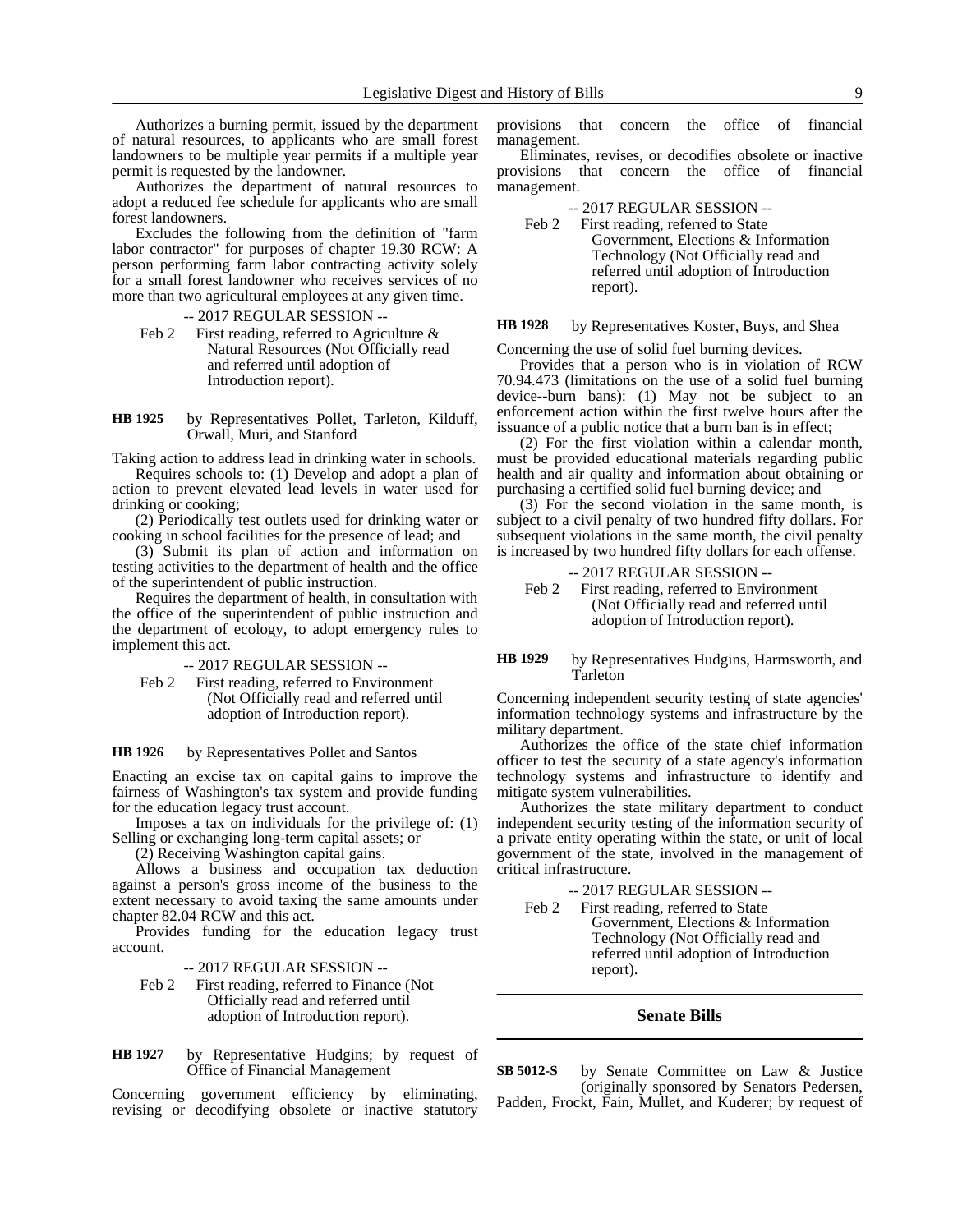Authorizes a burning permit, issued by the department of natural resources, to applicants who are small forest landowners to be multiple year permits if a multiple year permit is requested by the landowner.

Authorizes the department of natural resources to adopt a reduced fee schedule for applicants who are small forest landowners.

Excludes the following from the definition of "farm labor contractor" for purposes of chapter 19.30 RCW: A person performing farm labor contracting activity solely for a small forest landowner who receives services of no more than two agricultural employees at any given time.

-- 2017 REGULAR SESSION --

Feb 2 First reading, referred to Agriculture & Natural Resources (Not Officially read and referred until adoption of Introduction report).

**HB 1925** by Representatives Pollet, Tarleton, Kilduff, Orwall, Muri, and Stanford

Taking action to address lead in drinking water in schools.

Requires schools to: (1) Develop and adopt a plan of action to prevent elevated lead levels in water used for drinking or cooking;

(2) Periodically test outlets used for drinking water or cooking in school facilities for the presence of lead; and

(3) Submit its plan of action and information on testing activities to the department of health and the office of the superintendent of public instruction.

Requires the department of health, in consultation with the office of the superintendent of public instruction and the department of ecology, to adopt emergency rules to implement this act.

-- 2017 REGULAR SESSION --

Feb 2 First reading, referred to Environment (Not Officially read and referred until adoption of Introduction report).

**HB 1926** by Representatives Pollet and Santos

Enacting an excise tax on capital gains to improve the fairness of Washington's tax system and provide funding for the education legacy trust account.

Imposes a tax on individuals for the privilege of: (1) Selling or exchanging long-term capital assets; or

(2) Receiving Washington capital gains.

Allows a business and occupation tax deduction against a person's gross income of the business to the extent necessary to avoid taxing the same amounts under chapter 82.04 RCW and this act.

Provides funding for the education legacy trust account.

-- 2017 REGULAR SESSION --

Feb 2 First reading, referred to Finance (Not Officially read and referred until adoption of Introduction report).

**HB 1927** by Representative Hudgins; by request of Office of Financial Management

Concerning government efficiency by eliminating, revising or decodifying obsolete or inactive statutory provisions that concern the office of financial management.

Eliminates, revises, or decodifies obsolete or inactive provisions that concern the office of financial management.

-- 2017 REGULAR SESSION --

Feb 2 First reading, referred to State Government, Elections & Information Technology (Not Officially read and referred until adoption of Introduction report).

**HB 1928** by Representatives Koster, Buys, and Shea

Concerning the use of solid fuel burning devices.

Provides that a person who is in violation of RCW 70.94.473 (limitations on the use of a solid fuel burning device--burn bans): (1) May not be subject to an enforcement action within the first twelve hours after the issuance of a public notice that a burn ban is in effect;

(2) For the first violation within a calendar month, must be provided educational materials regarding public health and air quality and information about obtaining or purchasing a certified solid fuel burning device; and

(3) For the second violation in the same month, is subject to a civil penalty of two hundred fifty dollars. For subsequent violations in the same month, the civil penalty is increased by two hundred fifty dollars for each offense.

-- 2017 REGULAR SESSION --

Feb 2 First reading, referred to Environment (Not Officially read and referred until adoption of Introduction report).

**HB 1929** by Representatives Hudgins, Harmsworth, and Tarleton

Concerning independent security testing of state agencies' information technology systems and infrastructure by the military department.

Authorizes the office of the state chief information officer to test the security of a state agency's information technology systems and infrastructure to identify and mitigate system vulnerabilities.

Authorizes the state military department to conduct independent security testing of the information security of a private entity operating within the state, or unit of local government of the state, involved in the management of critical infrastructure.

-- 2017 REGULAR SESSION --

Feb 2 First reading, referred to State Government, Elections & Information Technology (Not Officially read and referred until adoption of Introduction report).

## Senate Bills

**SB 5012-S** by Senate Committee on Law & Justice (originally sponsored by Senators Pedersen, Padden, Frockt, Fain, Mullet, and Kuderer; by request of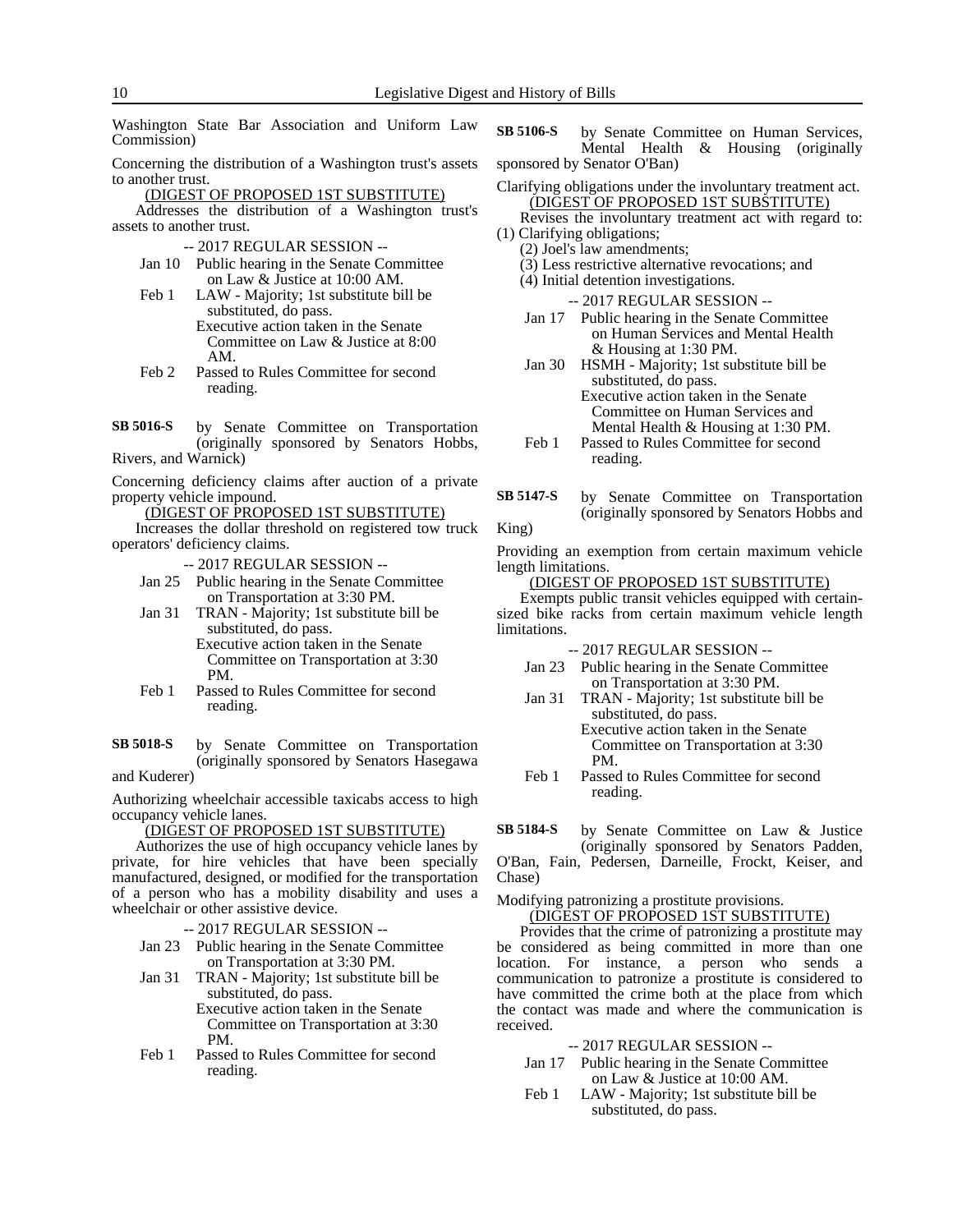Washington State Bar Association and Uniform Law Commission)

Concerning the distribution of a Washington trust's assets to another trust.

(DIGEST OF PROPOSED 1ST SUBSTITUTE)

Addresses the distribution of a Washington trust's assets to another trust.

-- 2017 REGULAR SESSION --

Jan 10 Public hearing in the Senate Committee on Law & Justice at 10:00 AM.

Feb 1 LAW - Majority; 1st substitute bill be substituted, do pass.
Executive action taken in the Senate Committee on Law & Justice at 8:00 AM.

Feb 2 Passed to Rules Committee for second reading.

**SB 5016-S** by Senate Committee on Transportation (originally sponsored by Senators Hobbs, Rivers, and Warnick)

Concerning deficiency claims after auction of a private property vehicle impound.

(DIGEST OF PROPOSED 1ST SUBSTITUTE)

Increases the dollar threshold on registered tow truck operators' deficiency claims.

-- 2017 REGULAR SESSION --

Jan 25 Public hearing in the Senate Committee on Transportation at 3:30 PM.

Jan 31 TRAN - Majority; 1st substitute bill be substituted, do pass.
Executive action taken in the Senate Committee on Transportation at 3:30 PM.

Feb 1 Passed to Rules Committee for second reading.

**SB 5018-S** by Senate Committee on Transportation (originally sponsored by Senators Hasegawa and Kuderer)

Authorizing wheelchair accessible taxicabs access to high occupancy vehicle lanes.

(DIGEST OF PROPOSED 1ST SUBSTITUTE)

Authorizes the use of high occupancy vehicle lanes by private, for hire vehicles that have been specially manufactured, designed, or modified for the transportation of a person who has a mobility disability and uses a wheelchair or other assistive device.

-- 2017 REGULAR SESSION --

Jan 23 Public hearing in the Senate Committee on Transportation at 3:30 PM.

Jan 31 TRAN - Majority; 1st substitute bill be substituted, do pass.
Executive action taken in the Senate Committee on Transportation at 3:30 PM.

Feb 1 Passed to Rules Committee for second reading.

**SB 5106-S** by Senate Committee on Human Services, Mental Health & Housing (originally sponsored by Senator O'Ban)

Clarifying obligations under the involuntary treatment act.

(DIGEST OF PROPOSED 1ST SUBSTITUTE)

Revises the involuntary treatment act with regard to:
(1) Clarifying obligations;
(2) Joel's law amendments;
(3) Less restrictive alternative revocations; and
(4) Initial detention investigations.

-- 2017 REGULAR SESSION --

Jan 17 Public hearing in the Senate Committee on Human Services and Mental Health & Housing at 1:30 PM.

Jan 30 HSMH - Majority; 1st substitute bill be substituted, do pass.
Executive action taken in the Senate Committee on Human Services and Mental Health & Housing at 1:30 PM.

Feb 1 Passed to Rules Committee for second reading.

**SB 5147-S** by Senate Committee on Transportation (originally sponsored by Senators Hobbs and King)

Providing an exemption from certain maximum vehicle length limitations.

(DIGEST OF PROPOSED 1ST SUBSTITUTE)

Exempts public transit vehicles equipped with certain-sized bike racks from certain maximum vehicle length limitations.

-- 2017 REGULAR SESSION --

Jan 23 Public hearing in the Senate Committee on Transportation at 3:30 PM.

Jan 31 TRAN - Majority; 1st substitute bill be substituted, do pass.
Executive action taken in the Senate Committee on Transportation at 3:30 PM.

Feb 1 Passed to Rules Committee for second reading.

**SB 5184-S** by Senate Committee on Law & Justice (originally sponsored by Senators Padden, O'Ban, Fain, Pedersen, Darneille, Frockt, Keiser, and Chase)

Modifying patronizing a prostitute provisions.

(DIGEST OF PROPOSED 1ST SUBSTITUTE)

Provides that the crime of patronizing a prostitute may be considered as being committed in more than one location. For instance, a person who sends a communication to patronize a prostitute is considered to have committed the crime both at the place from which the contact was made and where the communication is received.

-- 2017 REGULAR SESSION --

Jan 17 Public hearing in the Senate Committee on Law & Justice at 10:00 AM.

Feb 1 LAW - Majority; 1st substitute bill be substituted, do pass.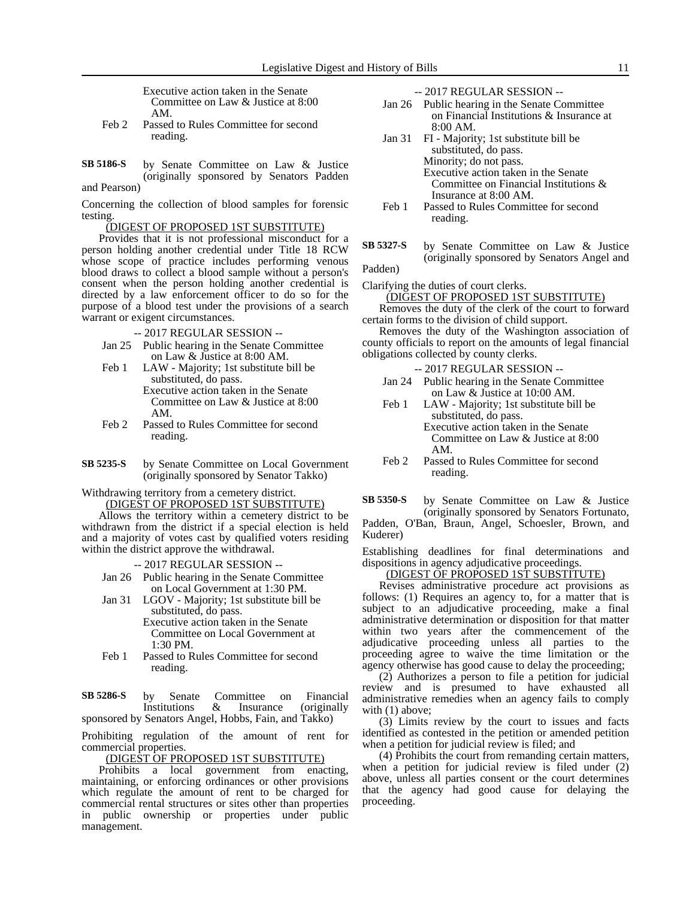Executive action taken in the Senate Committee on Law & Justice at 8:00 AM.

Feb 2 Passed to Rules Committee for second reading.

**SB 5186-S** by Senate Committee on Law & Justice (originally sponsored by Senators Padden and Pearson)

Concerning the collection of blood samples for forensic testing.

(DIGEST OF PROPOSED 1ST SUBSTITUTE)

Provides that it is not professional misconduct for a person holding another credential under Title 18 RCW whose scope of practice includes performing venous blood draws to collect a blood sample without a person's consent when the person holding another credential is directed by a law enforcement officer to do so for the purpose of a blood test under the provisions of a search warrant or exigent circumstances.

-- 2017 REGULAR SESSION --

Jan 25 Public hearing in the Senate Committee on Law & Justice at 8:00 AM.

Feb 1 LAW - Majority; 1st substitute bill be substituted, do pass.
Executive action taken in the Senate Committee on Law & Justice at 8:00 AM.

Feb 2 Passed to Rules Committee for second reading.

**SB 5235-S** by Senate Committee on Local Government (originally sponsored by Senator Takko)

Withdrawing territory from a cemetery district.

(DIGEST OF PROPOSED 1ST SUBSTITUTE)

Allows the territory within a cemetery district to be withdrawn from the district if a special election is held and a majority of votes cast by qualified voters residing within the district approve the withdrawal.

-- 2017 REGULAR SESSION --

Jan 26 Public hearing in the Senate Committee on Local Government at 1:30 PM.

Jan 31 LGOV - Majority; 1st substitute bill be substituted, do pass.
Executive action taken in the Senate Committee on Local Government at 1:30 PM.

Feb 1 Passed to Rules Committee for second reading.

**SB 5286-S** by Senate Committee on Financial Institutions & Insurance (originally sponsored by Senators Angel, Hobbs, Fain, and Takko)

Prohibiting regulation of the amount of rent for commercial properties.

(DIGEST OF PROPOSED 1ST SUBSTITUTE)

Prohibits a local government from enacting, maintaining, or enforcing ordinances or other provisions which regulate the amount of rent to be charged for commercial rental structures or sites other than properties in public ownership or properties under public management.

-- 2017 REGULAR SESSION --

Jan 26 Public hearing in the Senate Committee on Financial Institutions & Insurance at 8:00 AM.

Jan 31 FI - Majority; 1st substitute bill be substituted, do pass.
Minority; do not pass.
Executive action taken in the Senate Committee on Financial Institutions & Insurance at 8:00 AM.

Feb 1 Passed to Rules Committee for second reading.

**SB 5327-S** by Senate Committee on Law & Justice (originally sponsored by Senators Angel and Padden)

Clarifying the duties of court clerks.

(DIGEST OF PROPOSED 1ST SUBSTITUTE)

Removes the duty of the clerk of the court to forward certain forms to the division of child support.

Removes the duty of the Washington association of county officials to report on the amounts of legal financial obligations collected by county clerks.

-- 2017 REGULAR SESSION --

Jan 24 Public hearing in the Senate Committee on Law & Justice at 10:00 AM.

Feb 1 LAW - Majority; 1st substitute bill be substituted, do pass.
Executive action taken in the Senate Committee on Law & Justice at 8:00 AM.

Feb 2 Passed to Rules Committee for second reading.

**SB 5350-S** by Senate Committee on Law & Justice (originally sponsored by Senators Fortunato, Padden, O'Ban, Braun, Angel, Schoesler, Brown, and Kuderer)

Establishing deadlines for final determinations and dispositions in agency adjudicative proceedings.

(DIGEST OF PROPOSED 1ST SUBSTITUTE)

Revises administrative procedure act provisions as follows: (1) Requires an agency to, for a matter that is subject to an adjudicative proceeding, make a final administrative determination or disposition for that matter within two years after the commencement of the adjudicative proceeding unless all parties to the proceeding agree to waive the time limitation or the agency otherwise has good cause to delay the proceeding;

(2) Authorizes a person to file a petition for judicial review and is presumed to have exhausted all administrative remedies when an agency fails to comply with (1) above;

(3) Limits review by the court to issues and facts identified as contested in the petition or amended petition when a petition for judicial review is filed; and

(4) Prohibits the court from remanding certain matters, when a petition for judicial review is filed under (2) above, unless all parties consent or the court determines that the agency had good cause for delaying the proceeding.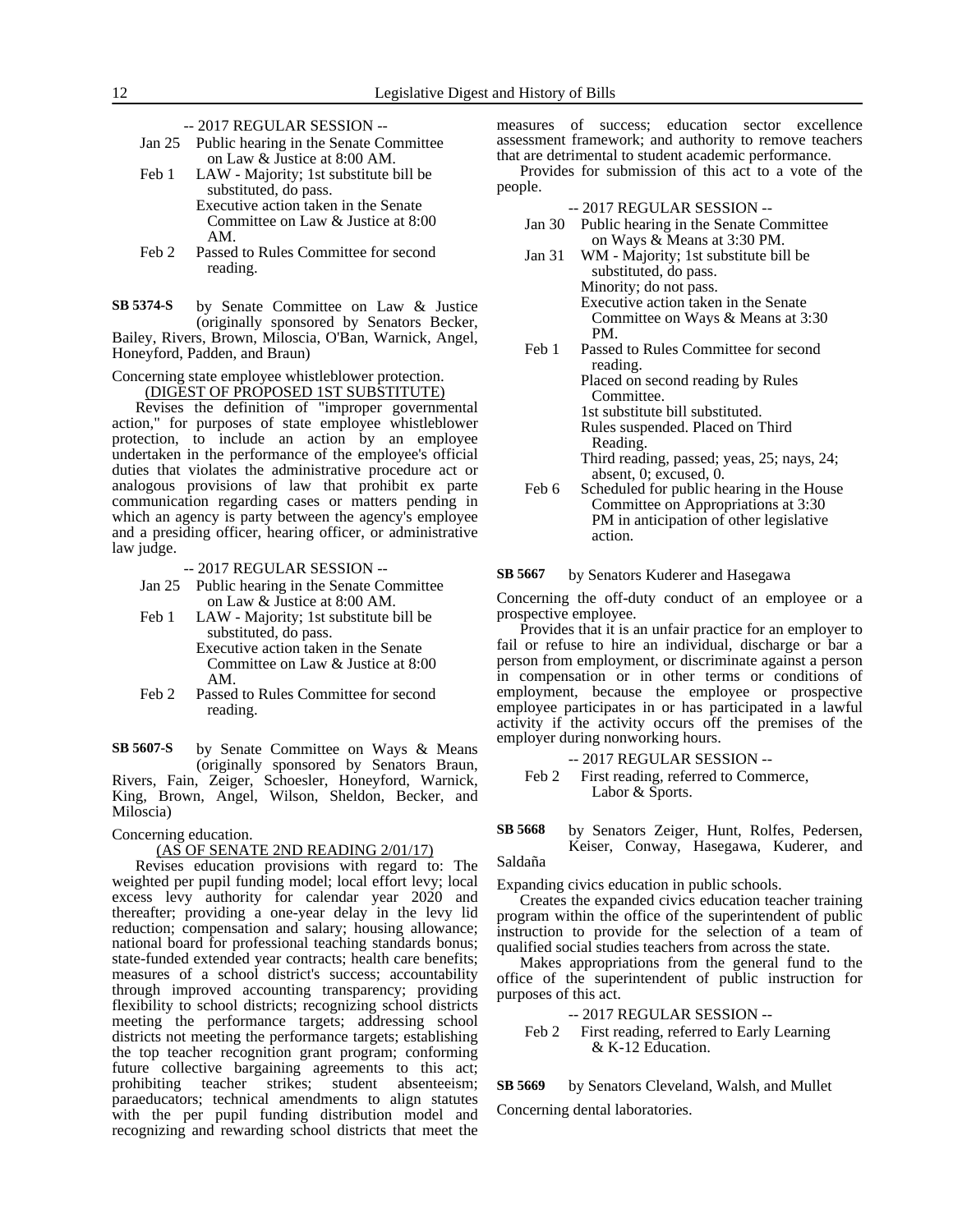-- 2017 REGULAR SESSION --

Jan 25 Public hearing in the Senate Committee on Law & Justice at 8:00 AM.

Feb 1 LAW - Majority; 1st substitute bill be substituted, do pass.
Executive action taken in the Senate Committee on Law & Justice at 8:00 AM.

Feb 2 Passed to Rules Committee for second reading.

**SB 5374-S** by Senate Committee on Law & Justice (originally sponsored by Senators Becker, Bailey, Rivers, Brown, Miloscia, O'Ban, Warnick, Angel, Honeyford, Padden, and Braun)

Concerning state employee whistleblower protection.

(DIGEST OF PROPOSED 1ST SUBSTITUTE)

Revises the definition of "improper governmental action," for purposes of state employee whistleblower protection, to include an action by an employee undertaken in the performance of the employee's official duties that violates the administrative procedure act or analogous provisions of law that prohibit ex parte communication regarding cases or matters pending in which an agency is party between the agency's employee and a presiding officer, hearing officer, or administrative law judge.

-- 2017 REGULAR SESSION --

Jan 25 Public hearing in the Senate Committee on Law & Justice at 8:00 AM.

Feb 1 LAW - Majority; 1st substitute bill be substituted, do pass.
Executive action taken in the Senate Committee on Law & Justice at 8:00 AM.

Feb 2 Passed to Rules Committee for second reading.

**SB 5607-S** by Senate Committee on Ways & Means (originally sponsored by Senators Braun, Rivers, Fain, Zeiger, Schoesler, Honeyford, Warnick, King, Brown, Angel, Wilson, Sheldon, Becker, and Miloscia)

Concerning education.

(AS OF SENATE 2ND READING 2/01/17)

Revises education provisions with regard to: The weighted per pupil funding model; local effort levy; local excess levy authority for calendar year 2020 and thereafter; providing a one-year delay in the levy lid reduction; compensation and salary; housing allowance; national board for professional teaching standards bonus; state-funded extended year contracts; health care benefits; measures of a school district's success; accountability through improved accounting transparency; providing flexibility to school districts; recognizing school districts meeting the performance targets; addressing school districts not meeting the performance targets; establishing the top teacher recognition grant program; conforming future collective bargaining agreements to this act; prohibiting teacher strikes; student absenteeism; paraeducators; technical amendments to align statutes with the per pupil funding distribution model and recognizing and rewarding school districts that meet the measures of success; education sector excellence assessment framework; and authority to remove teachers that are detrimental to student academic performance.

Provides for submission of this act to a vote of the people.

-- 2017 REGULAR SESSION --

Jan 30 Public hearing in the Senate Committee on Ways & Means at 3:30 PM.

Jan 31 WM - Majority; 1st substitute bill be substituted, do pass.
Minority; do not pass.
Executive action taken in the Senate Committee on Ways & Means at 3:30 PM.

Feb 1 Passed to Rules Committee for second reading.
Placed on second reading by Rules Committee.
1st substitute bill substituted.
Rules suspended. Placed on Third Reading.
Third reading, passed; yeas, 25; nays, 24; absent, 0; excused, 0.

Feb 6 Scheduled for public hearing in the House Committee on Appropriations at 3:30 PM in anticipation of other legislative action.

**SB 5667** by Senators Kuderer and Hasegawa

Concerning the off-duty conduct of an employee or a prospective employee.

Provides that it is an unfair practice for an employer to fail or refuse to hire an individual, discharge or bar a person from employment, or discriminate against a person in compensation or in other terms or conditions of employment, because the employee or prospective employee participates in or has participated in a lawful activity if the activity occurs off the premises of the employer during nonworking hours.

-- 2017 REGULAR SESSION --

Feb 2 First reading, referred to Commerce, Labor & Sports.

**SB 5668** by Senators Zeiger, Hunt, Rolfes, Pedersen, Keiser, Conway, Hasegawa, Kuderer, and Saldaña

Expanding civics education in public schools.

Creates the expanded civics education teacher training program within the office of the superintendent of public instruction to provide for the selection of a team of qualified social studies teachers from across the state.

Makes appropriations from the general fund to the office of the superintendent of public instruction for purposes of this act.

-- 2017 REGULAR SESSION --

Feb 2 First reading, referred to Early Learning & K-12 Education.

**SB 5669** by Senators Cleveland, Walsh, and Mullet

Concerning dental laboratories.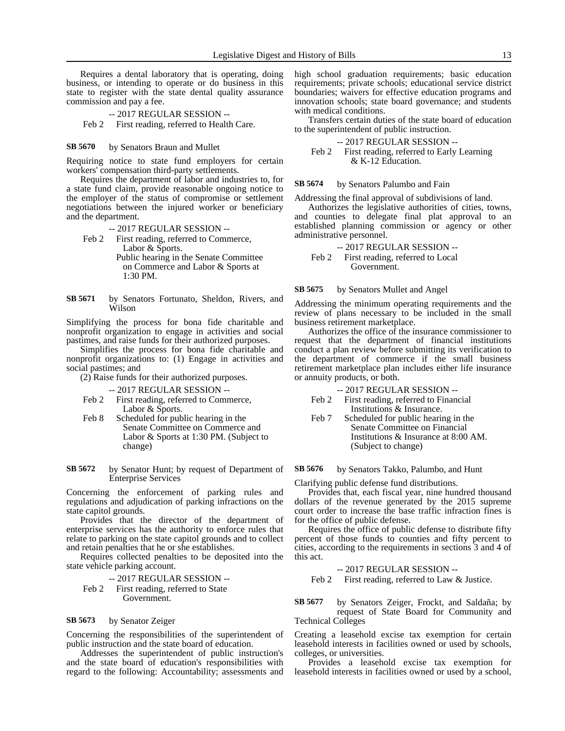Requires a dental laboratory that is operating, doing business, or intending to operate or do business in this state to register with the state dental quality assurance commission and pay a fee.

-- 2017 REGULAR SESSION --

Feb 2 First reading, referred to Health Care.

**SB 5670** by Senators Braun and Mullet

Requiring notice to state fund employers for certain workers' compensation third-party settlements.

Requires the department of labor and industries to, for a state fund claim, provide reasonable ongoing notice to the employer of the status of compromise or settlement negotiations between the injured worker or beneficiary and the department.

-- 2017 REGULAR SESSION --

Feb 2 First reading, referred to Commerce, Labor & Sports.
Public hearing in the Senate Committee on Commerce and Labor & Sports at 1:30 PM.

**SB 5671** by Senators Fortunato, Sheldon, Rivers, and Wilson

Simplifying the process for bona fide charitable and nonprofit organization to engage in activities and social pastimes, and raise funds for their authorized purposes.

Simplifies the process for bona fide charitable and nonprofit organizations to: (1) Engage in activities and social pastimes; and

(2) Raise funds for their authorized purposes.

-- 2017 REGULAR SESSION --

Feb 2 First reading, referred to Commerce, Labor & Sports.

Feb 8 Scheduled for public hearing in the Senate Committee on Commerce and Labor & Sports at 1:30 PM. (Subject to change)

**SB 5672** by Senator Hunt; by request of Department of Enterprise Services

Concerning the enforcement of parking rules and regulations and adjudication of parking infractions on the state capitol grounds.

Provides that the director of the department of enterprise services has the authority to enforce rules that relate to parking on the state capitol grounds and to collect and retain penalties that he or she establishes.

Requires collected penalties to be deposited into the state vehicle parking account.

-- 2017 REGULAR SESSION --

Feb 2 First reading, referred to State Government.

**SB 5673** by Senator Zeiger

Concerning the responsibilities of the superintendent of public instruction and the state board of education.

Addresses the superintendent of public instruction's and the state board of education's responsibilities with regard to the following: Accountability; assessments and high school graduation requirements; basic education requirements; private schools; educational service district boundaries; waivers for effective education programs and innovation schools; state board governance; and students with medical conditions.

Transfers certain duties of the state board of education to the superintendent of public instruction.

-- 2017 REGULAR SESSION --

Feb 2 First reading, referred to Early Learning & K-12 Education.

**SB 5674** by Senators Palumbo and Fain

Addressing the final approval of subdivisions of land.

Authorizes the legislative authorities of cities, towns, and counties to delegate final plat approval to an established planning commission or agency or other administrative personnel.

-- 2017 REGULAR SESSION --

Feb 2 First reading, referred to Local Government.

**SB 5675** by Senators Mullet and Angel

Addressing the minimum operating requirements and the review of plans necessary to be included in the small business retirement marketplace.

Authorizes the office of the insurance commissioner to request that the department of financial institutions conduct a plan review before submitting its verification to the department of commerce if the small business retirement marketplace plan includes either life insurance or annuity products, or both.

-- 2017 REGULAR SESSION --

Feb 2 First reading, referred to Financial Institutions & Insurance.

Feb 7 Scheduled for public hearing in the Senate Committee on Financial Institutions & Insurance at 8:00 AM. (Subject to change)

**SB 5676** by Senators Takko, Palumbo, and Hunt

Clarifying public defense fund distributions.

Provides that, each fiscal year, nine hundred thousand dollars of the revenue generated by the 2015 supreme court order to increase the base traffic infraction fines is for the office of public defense.

Requires the office of public defense to distribute fifty percent of those funds to counties and fifty percent to cities, according to the requirements in sections 3 and 4 of this act.

-- 2017 REGULAR SESSION --

Feb 2 First reading, referred to Law & Justice.

**SB 5677** by Senators Zeiger, Frockt, and Saldaña; by request of State Board for Community and Technical Colleges

Creating a leasehold excise tax exemption for certain leasehold interests in facilities owned or used by schools, colleges, or universities.

Provides a leasehold excise tax exemption for leasehold interests in facilities owned or used by a school,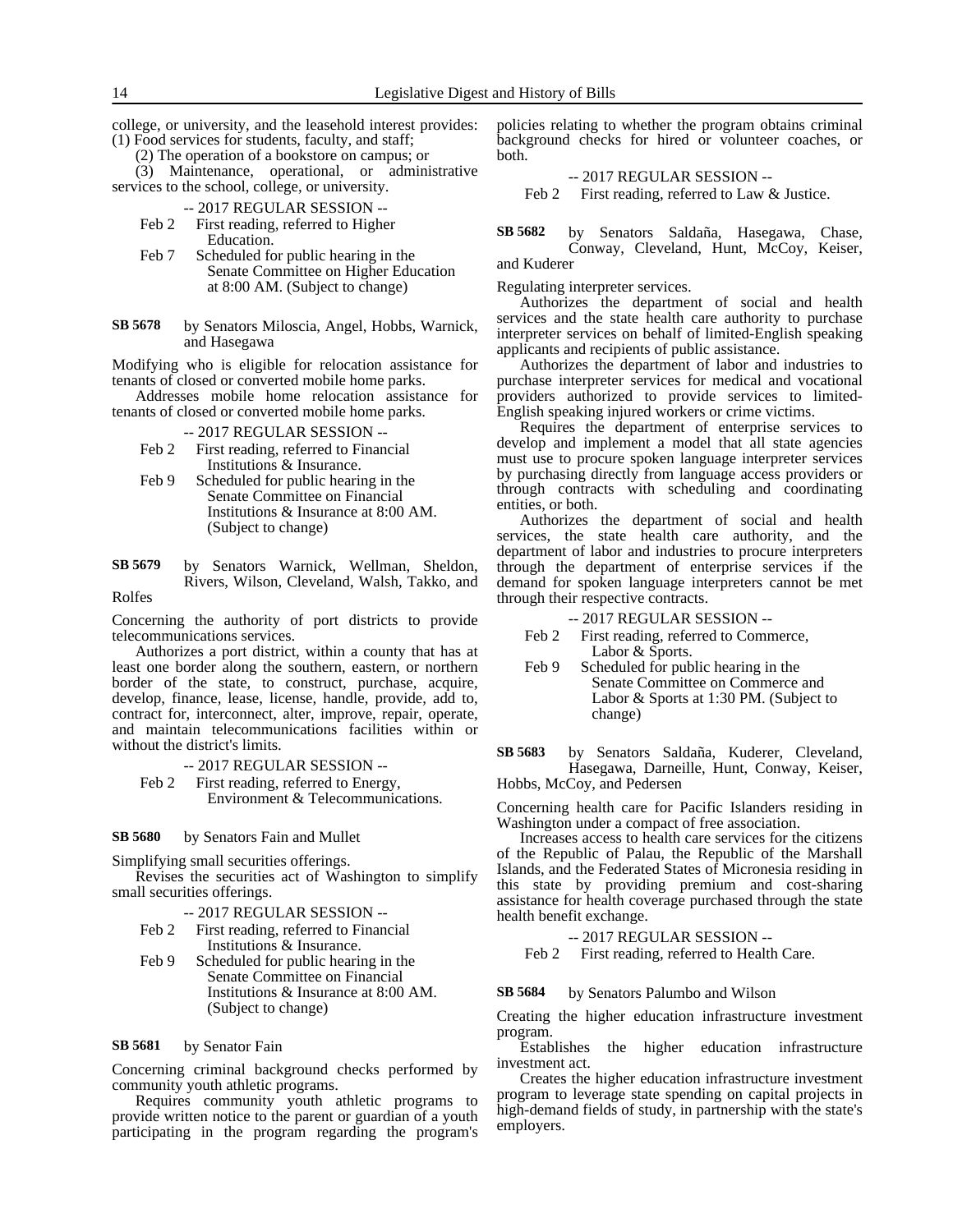college, or university, and the leasehold interest provides: (1) Food services for students, faculty, and staff;

(2) The operation of a bookstore on campus; or

(3) Maintenance, operational, or administrative services to the school, college, or university.

-- 2017 REGULAR SESSION --

Feb 2 First reading, referred to Higher Education.

Feb 7 Scheduled for public hearing in the Senate Committee on Higher Education at 8:00 AM. (Subject to change)

**SB 5678** by Senators Miloscia, Angel, Hobbs, Warnick, and Hasegawa

Modifying who is eligible for relocation assistance for tenants of closed or converted mobile home parks.

Addresses mobile home relocation assistance for tenants of closed or converted mobile home parks.

-- 2017 REGULAR SESSION --

Feb 2 First reading, referred to Financial Institutions & Insurance.

Feb 9 Scheduled for public hearing in the Senate Committee on Financial Institutions & Insurance at 8:00 AM. (Subject to change)

**SB 5679** by Senators Warnick, Wellman, Sheldon, Rivers, Wilson, Cleveland, Walsh, Takko, and Rolfes

Concerning the authority of port districts to provide telecommunications services.

Authorizes a port district, within a county that has at least one border along the southern, eastern, or northern border of the state, to construct, purchase, acquire, develop, finance, lease, license, handle, provide, add to, contract for, interconnect, alter, improve, repair, operate, and maintain telecommunications facilities within or without the district's limits.

-- 2017 REGULAR SESSION --

Feb 2 First reading, referred to Energy, Environment & Telecommunications.

**SB 5680** by Senators Fain and Mullet

Simplifying small securities offerings.

Revises the securities act of Washington to simplify small securities offerings.

-- 2017 REGULAR SESSION --

Feb 2 First reading, referred to Financial Institutions & Insurance.

Feb 9 Scheduled for public hearing in the Senate Committee on Financial Institutions & Insurance at 8:00 AM. (Subject to change)

**SB 5681** by Senator Fain

Concerning criminal background checks performed by community youth athletic programs.

Requires community youth athletic programs to provide written notice to the parent or guardian of a youth participating in the program regarding the program's policies relating to whether the program obtains criminal background checks for hired or volunteer coaches, or both.

-- 2017 REGULAR SESSION --

Feb 2 First reading, referred to Law & Justice.

**SB 5682** by Senators Saldaña, Hasegawa, Chase, Conway, Cleveland, Hunt, McCoy, Keiser, and Kuderer

Regulating interpreter services.

Authorizes the department of social and health services and the state health care authority to purchase interpreter services on behalf of limited-English speaking applicants and recipients of public assistance.

Authorizes the department of labor and industries to purchase interpreter services for medical and vocational providers authorized to provide services to limited-English speaking injured workers or crime victims.

Requires the department of enterprise services to develop and implement a model that all state agencies must use to procure spoken language interpreter services by purchasing directly from language access providers or through contracts with scheduling and coordinating entities, or both.

Authorizes the department of social and health services, the state health care authority, and the department of labor and industries to procure interpreters through the department of enterprise services if the demand for spoken language interpreters cannot be met through their respective contracts.

-- 2017 REGULAR SESSION --

Feb 2 First reading, referred to Commerce, Labor & Sports.

Feb 9 Scheduled for public hearing in the Senate Committee on Commerce and Labor & Sports at 1:30 PM. (Subject to change)

**SB 5683** by Senators Saldaña, Kuderer, Cleveland, Hasegawa, Darneille, Hunt, Conway, Keiser, Hobbs, McCoy, and Pedersen

Concerning health care for Pacific Islanders residing in Washington under a compact of free association.

Increases access to health care services for the citizens of the Republic of Palau, the Republic of the Marshall Islands, and the Federated States of Micronesia residing in this state by providing premium and cost-sharing assistance for health coverage purchased through the state health benefit exchange.

-- 2017 REGULAR SESSION --

Feb 2 First reading, referred to Health Care.

**SB 5684** by Senators Palumbo and Wilson

Creating the higher education infrastructure investment program.

Establishes the higher education infrastructure investment act.

Creates the higher education infrastructure investment program to leverage state spending on capital projects in high-demand fields of study, in partnership with the state's employers.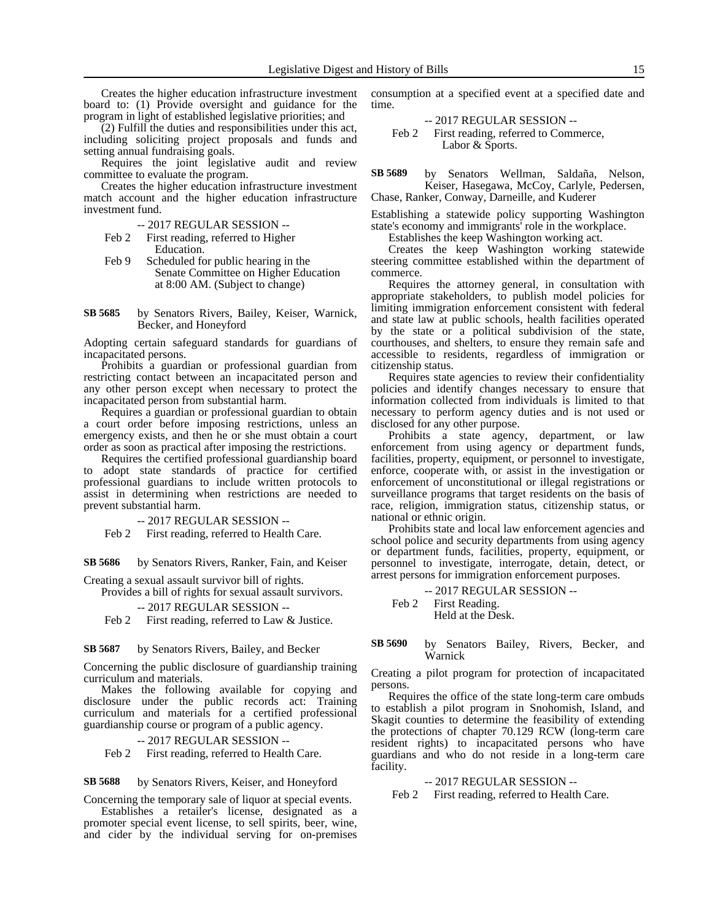Creates the higher education infrastructure investment board to: (1) Provide oversight and guidance for the program in light of established legislative priorities; and

(2) Fulfill the duties and responsibilities under this act, including soliciting project proposals and funds and setting annual fundraising goals.

Requires the joint legislative audit and review committee to evaluate the program.

Creates the higher education infrastructure investment match account and the higher education infrastructure investment fund.

-- 2017 REGULAR SESSION --

Feb 2 First reading, referred to Higher Education.

Feb 9 Scheduled for public hearing in the Senate Committee on Higher Education at 8:00 AM. (Subject to change)

**SB 5685** by Senators Rivers, Bailey, Keiser, Warnick, Becker, and Honeyford

Adopting certain safeguard standards for guardians of incapacitated persons.

Prohibits a guardian or professional guardian from restricting contact between an incapacitated person and any other person except when necessary to protect the incapacitated person from substantial harm.

Requires a guardian or professional guardian to obtain a court order before imposing restrictions, unless an emergency exists, and then he or she must obtain a court order as soon as practical after imposing the restrictions.

Requires the certified professional guardianship board to adopt state standards of practice for certified professional guardians to include written protocols to assist in determining when restrictions are needed to prevent substantial harm.

-- 2017 REGULAR SESSION --

Feb 2 First reading, referred to Health Care.

**SB 5686** by Senators Rivers, Ranker, Fain, and Keiser

Creating a sexual assault survivor bill of rights.

Provides a bill of rights for sexual assault survivors.

-- 2017 REGULAR SESSION --

Feb 2 First reading, referred to Law & Justice.

**SB 5687** by Senators Rivers, Bailey, and Becker

Concerning the public disclosure of guardianship training curriculum and materials.

Makes the following available for copying and disclosure under the public records act: Training curriculum and materials for a certified professional guardianship course or program of a public agency.

-- 2017 REGULAR SESSION --

Feb 2 First reading, referred to Health Care.

**SB 5688** by Senators Rivers, Keiser, and Honeyford

Concerning the temporary sale of liquor at special events.

Establishes a retailer's license, designated as a promoter special event license, to sell spirits, beer, wine, and cider by the individual serving for on-premises consumption at a specified event at a specified date and time.

-- 2017 REGULAR SESSION --

Feb 2 First reading, referred to Commerce, Labor & Sports.

**SB 5689** by Senators Wellman, Saldaña, Nelson, Keiser, Hasegawa, McCoy, Carlyle, Pedersen, Chase, Ranker, Conway, Darneille, and Kuderer

Establishing a statewide policy supporting Washington state's economy and immigrants' role in the workplace.

Establishes the keep Washington working act.

Creates the keep Washington working statewide steering committee established within the department of commerce.

Requires the attorney general, in consultation with appropriate stakeholders, to publish model policies for limiting immigration enforcement consistent with federal and state law at public schools, health facilities operated by the state or a political subdivision of the state, courthouses, and shelters, to ensure they remain safe and accessible to residents, regardless of immigration or citizenship status.

Requires state agencies to review their confidentiality policies and identify changes necessary to ensure that information collected from individuals is limited to that necessary to perform agency duties and is not used or disclosed for any other purpose.

Prohibits a state agency, department, or law enforcement from using agency or department funds, facilities, property, equipment, or personnel to investigate, enforce, cooperate with, or assist in the investigation or enforcement of unconstitutional or illegal registrations or surveillance programs that target residents on the basis of race, religion, immigration status, citizenship status, or national or ethnic origin.

Prohibits state and local law enforcement agencies and school police and security departments from using agency or department funds, facilities, property, equipment, or personnel to investigate, interrogate, detain, detect, or arrest persons for immigration enforcement purposes.

-- 2017 REGULAR SESSION --

Feb 2 First Reading.
Held at the Desk.

**SB 5690** by Senators Bailey, Rivers, Becker, and Warnick

Creating a pilot program for protection of incapacitated persons.

Requires the office of the state long-term care ombuds to establish a pilot program in Snohomish, Island, and Skagit counties to determine the feasibility of extending the protections of chapter 70.129 RCW (long-term care resident rights) to incapacitated persons who have guardians and who do not reside in a long-term care facility.

-- 2017 REGULAR SESSION --

Feb 2 First reading, referred to Health Care.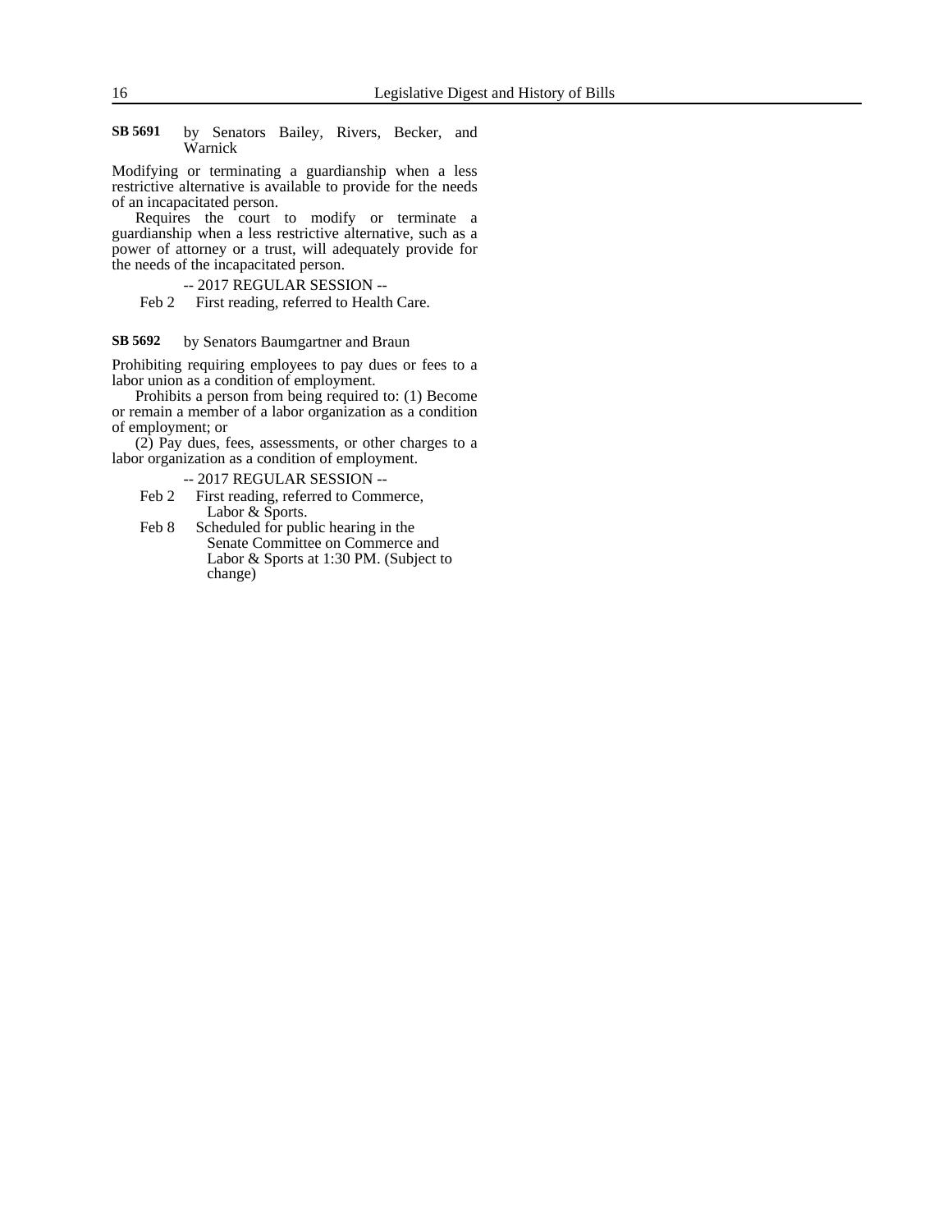**SB 5691** by Senators Bailey, Rivers, Becker, and Warnick

Modifying or terminating a guardianship when a less restrictive alternative is available to provide for the needs of an incapacitated person.

Requires the court to modify or terminate a guardianship when a less restrictive alternative, such as a power of attorney or a trust, will adequately provide for the needs of the incapacitated person.

-- 2017 REGULAR SESSION --

Feb 2 First reading, referred to Health Care.

**SB 5692** by Senators Baumgartner and Braun

Prohibiting requiring employees to pay dues or fees to a labor union as a condition of employment.

Prohibits a person from being required to: (1) Become or remain a member of a labor organization as a condition of employment; or

(2) Pay dues, fees, assessments, or other charges to a labor organization as a condition of employment.

-- 2017 REGULAR SESSION --

Feb 2 First reading, referred to Commerce, Labor & Sports.

Feb 8 Scheduled for public hearing in the Senate Committee on Commerce and Labor & Sports at 1:30 PM. (Subject to change)